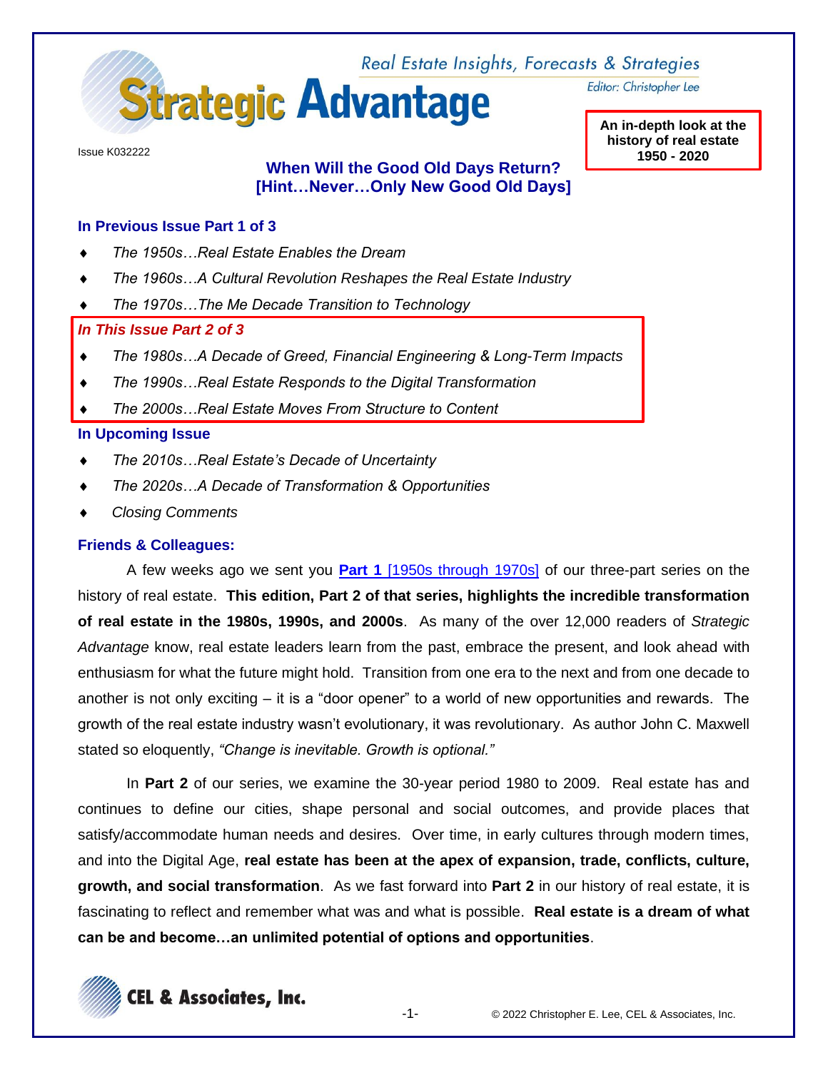Real Estate Insights, Forecasts & Strategies

# Strategic Advantage

Editor: Christopher Lee

Issue K032222

**An in-depth look at the history of real estate 1950 - 2020**

## When Will the Good Old Days Return? [Hint…Never…Only New Good Old Days]

### In Previous Issue Part 1 of 3

- *The 1950s…Real Estate Enables the Dream*
- *The 1960s…A Cultural Revolution Reshapes the Real Estate Industry*
- *The 1970s…The Me Decade Transition to Technology*

### *In This Issue Part 2 of 3*

- *The 1980s…A Decade of Greed, Financial Engineering & Long-Term Impacts*
- *The 1990s…Real Estate Responds to the Digital Transformation*
- *The 2000s…Real Estate Moves From Structure to Content*

### In Upcoming Issue

- *The 2010s…Real Estate's Decade of Uncertainty*
- *The 2020s…A Decade of Transformation & Opportunities*
- *Closing Comments*

### Friends & Colleagues:

A few weeks ago we sent you **Part 1** [1950s through 1970s] of our three-part series on the history of real estate. **This edition, Part 2 of that series, highlights the incredible transformation of real estate in the 1980s, 1990s, and 2000s**. As many of the over 12,000 readers of *Strategic Advantage* know, real estate leaders learn from the past, embrace the present, and look ahead with enthusiasm for what the future might hold. Transition from one era to the next and from one decade to another is not only exciting – it is a "door opener" to a world of new opportunities and rewards. The growth of the real estate industry wasn't evolutionary, it was revolutionary. As author John C. Maxwell stated so eloquently, *"Change is inevitable. Growth is optional."*

In **Part 2** of our series, we examine the 30-year period 1980 to 2009. Real estate has and continues to define our cities, shape personal and social outcomes, and provide places that satisfy/accommodate human needs and desires. Over time, in early cultures through modern times, and into the Digital Age, **real estate has been at the apex of expansion, trade, conflicts, culture, growth, and social transformation**. As we fast forward into **Part 2** in our history of real estate, it is fascinating to reflect and remember what was and what is possible. **Real estate is a dream of what can be and become…an unlimited potential of options and opportunities**.

CEL & Associates, Inc.

© 2022 Christopher E. Lee, CEL & Associates, Inc.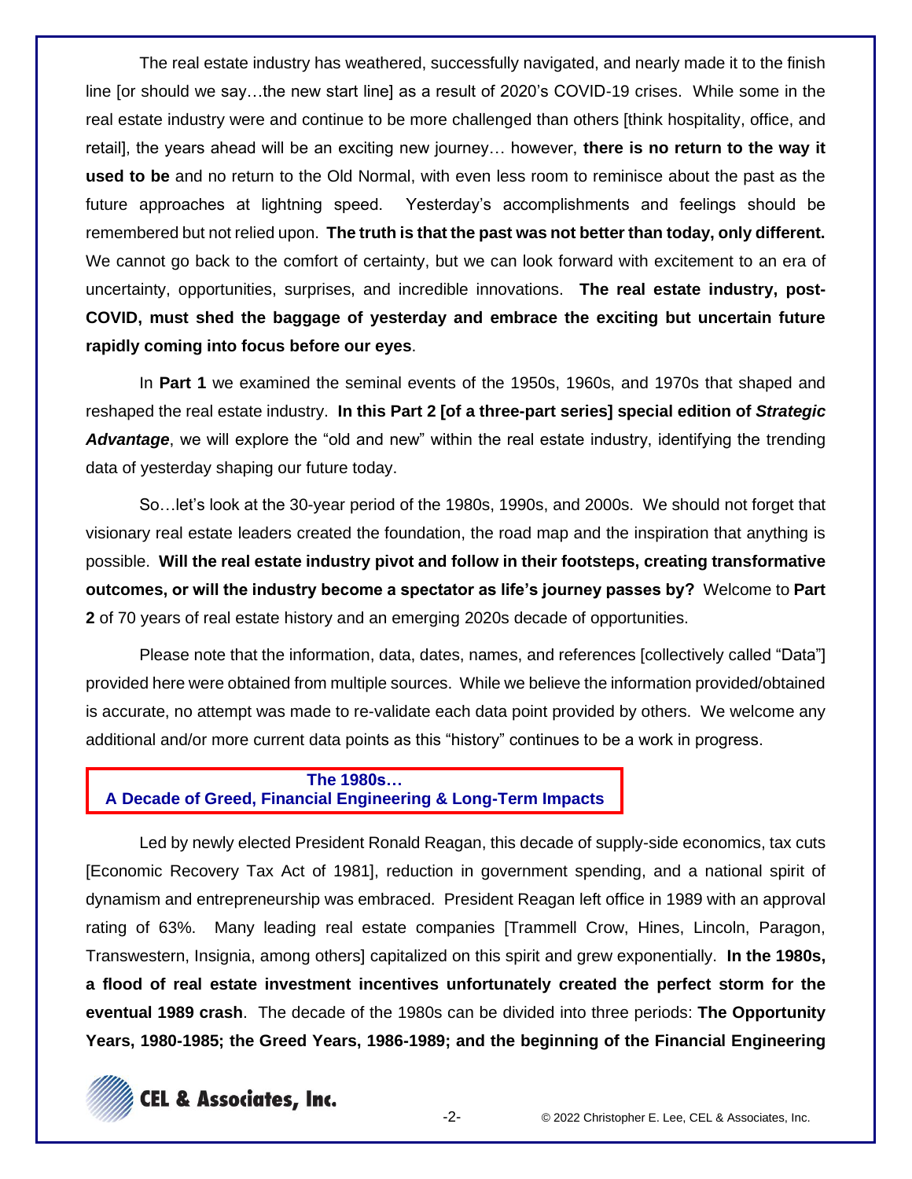The real estate industry has weathered, successfully navigated, and nearly made it to the finish line [or should we say…the new start line] as a result of 2020's COVID-19 crises. While some in the real estate industry were and continue to be more challenged than others [think hospitality, office, and retail], the years ahead will be an exciting new journey… however, **there is no return to the way it used to be** and no return to the Old Normal, with even less room to reminisce about the past as the future approaches at lightning speed. Yesterday's accomplishments and feelings should be remembered but not relied upon. **The truth is that the past was not better than today, only different.** We cannot go back to the comfort of certainty, but we can look forward with excitement to an era of uncertainty, opportunities, surprises, and incredible innovations. **The real estate industry, post-COVID, must shed the baggage of yesterday and embrace the exciting but uncertain future rapidly coming into focus before our eyes**.

In **Part 1** we examined the seminal events of the 1950s, 1960s, and 1970s that shaped and reshaped the real estate industry. **In this Part 2 [of a three-part series] special edition of *Strategic Advantage***, we will explore the "old and new" within the real estate industry, identifying the trending data of yesterday shaping our future today.

So…let's look at the 30-year period of the 1980s, 1990s, and 2000s. We should not forget that visionary real estate leaders created the foundation, the road map and the inspiration that anything is possible. **Will the real estate industry pivot and follow in their footsteps, creating transformative outcomes, or will the industry become a spectator as life's journey passes by?** Welcome to **Part 2** of 70 years of real estate history and an emerging 2020s decade of opportunities.

Please note that the information, data, dates, names, and references [collectively called "Data"] provided here were obtained from multiple sources. While we believe the information provided/obtained is accurate, no attempt was made to re-validate each data point provided by others. We welcome any additional and/or more current data points as this "history" continues to be a work in progress.

## The 1980s… A Decade of Greed, Financial Engineering & Long-Term Impacts

Led by newly elected President Ronald Reagan, this decade of supply-side economics, tax cuts [Economic Recovery Tax Act of 1981], reduction in government spending, and a national spirit of dynamism and entrepreneurship was embraced. President Reagan left office in 1989 with an approval rating of 63%. Many leading real estate companies [Trammell Crow, Hines, Lincoln, Paragon, Transwestern, Insignia, among others] capitalized on this spirit and grew exponentially. **In the 1980s, a flood of real estate investment incentives unfortunately created the perfect storm for the eventual 1989 crash**. The decade of the 1980s can be divided into three periods: **The Opportunity Years, 1980-1985; the Greed Years, 1986-1989; and the beginning of the Financial Engineering**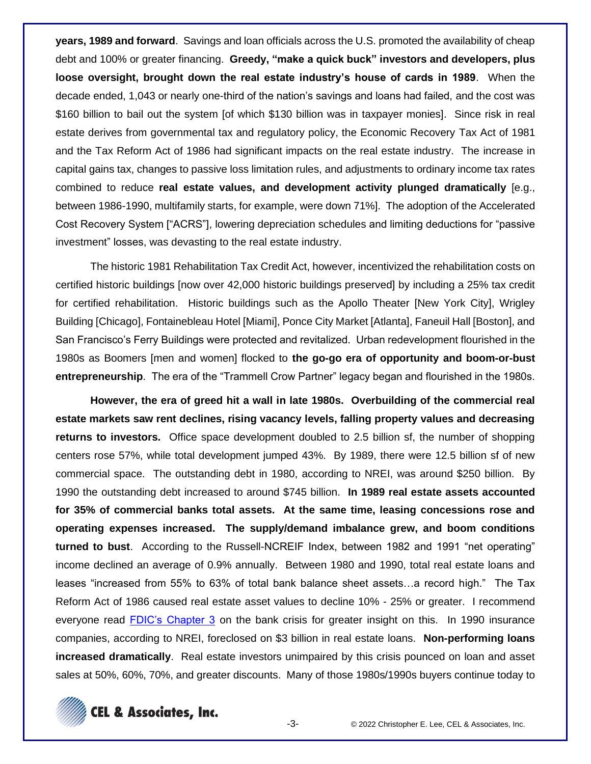**years, 1989 and forward**. Savings and loan officials across the U.S. promoted the availability of cheap debt and 100% or greater financing. **Greedy, "make a quick buck" investors and developers, plus loose oversight, brought down the real estate industry's house of cards in 1989**. When the decade ended, 1,043 or nearly one-third of the nation's savings and loans had failed, and the cost was $160 billion to bail out the system [of which $130 billion was in taxpayer monies]. Since risk in real estate derives from governmental tax and regulatory policy, the Economic Recovery Tax Act of 1981 and the Tax Reform Act of 1986 had significant impacts on the real estate industry. The increase in capital gains tax, changes to passive loss limitation rules, and adjustments to ordinary income tax rates combined to reduce **real estate values, and development activity plunged dramatically** [e.g., between 1986-1990, multifamily starts, for example, were down 71%]. The adoption of the Accelerated Cost Recovery System ["ACRS"], lowering depreciation schedules and limiting deductions for "passive investment" losses, was devasting to the real estate industry.

The historic 1981 Rehabilitation Tax Credit Act, however, incentivized the rehabilitation costs on certified historic buildings [now over 42,000 historic buildings preserved] by including a 25% tax credit for certified rehabilitation. Historic buildings such as the Apollo Theater [New York City], Wrigley Building [Chicago], Fontainebleau Hotel [Miami], Ponce City Market [Atlanta], Faneuil Hall [Boston], and San Francisco's Ferry Buildings were protected and revitalized. Urban redevelopment flourished in the 1980s as Boomers [men and women] flocked to **the go-go era of opportunity and boom-or-bust entrepreneurship**. The era of the "Trammell Crow Partner" legacy began and flourished in the 1980s.

**However, the era of greed hit a wall in late 1980s. Overbuilding of the commercial real estate markets saw rent declines, rising vacancy levels, falling property values and decreasing returns to investors.** Office space development doubled to 2.5 billion sf, the number of shopping centers rose 57%, while total development jumped 43%. By 1989, there were 12.5 billion sf of new commercial space. The outstanding debt in 1980, according to NREI, was around $250 billion. By 1990 the outstanding debt increased to around $745 billion. **In 1989 real estate assets accounted for 35% of commercial banks total assets. At the same time, leasing concessions rose and operating expenses increased. The supply/demand imbalance grew, and boom conditions turned to bust**. According to the Russell-NCREIF Index, between 1982 and 1991 "net operating" income declined an average of 0.9% annually. Between 1980 and 1990, total real estate loans and leases "increased from 55% to 63% of total bank balance sheet assets…a record high." The Tax Reform Act of 1986 caused real estate asset values to decline 10% - 25% or greater. I recommend everyone read FDIC's Chapter 3 on the bank crisis for greater insight on this. In 1990 insurance companies, according to NREI, foreclosed on $3 billion in real estate loans. **Non-performing loans increased dramatically**. Real estate investors unimpaired by this crisis pounced on loan and asset sales at 50%, 60%, 70%, and greater discounts. Many of those 1980s/1990s buyers continue today to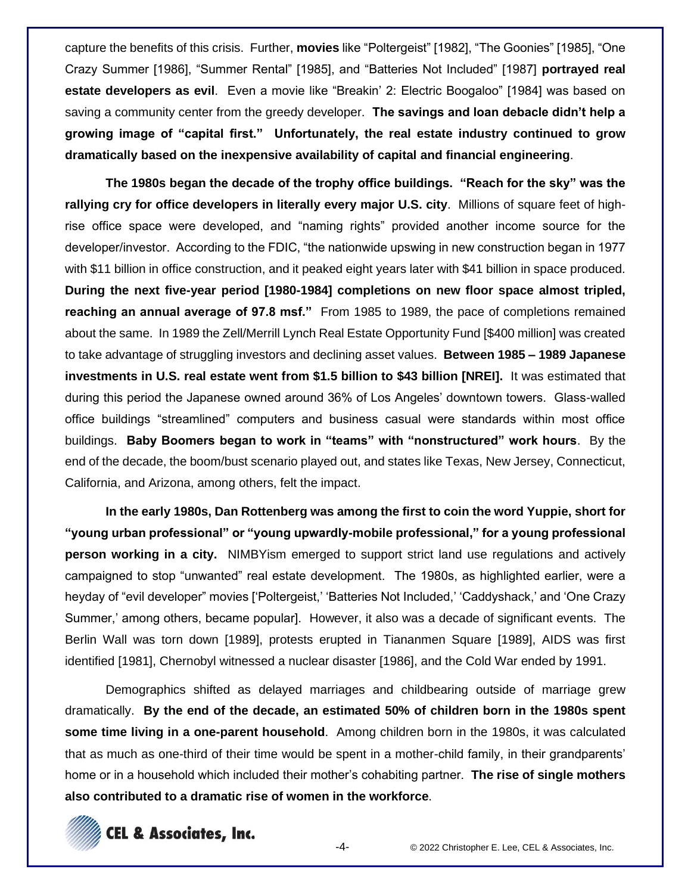capture the benefits of this crisis. Further, **movies** like "Poltergeist" [1982], "The Goonies" [1985], "One Crazy Summer [1986], "Summer Rental" [1985], and "Batteries Not Included" [1987] **portrayed real estate developers as evil**. Even a movie like "Breakin' 2: Electric Boogaloo" [1984] was based on saving a community center from the greedy developer. **The savings and loan debacle didn't help a growing image of "capital first." Unfortunately, the real estate industry continued to grow dramatically based on the inexpensive availability of capital and financial engineering**.

**The 1980s began the decade of the trophy office buildings. "Reach for the sky" was the rallying cry for office developers in literally every major U.S. city**. Millions of square feet of high-rise office space were developed, and "naming rights" provided another income source for the developer/investor. According to the FDIC, "the nationwide upswing in new construction began in 1977 with $11 billion in office construction, and it peaked eight years later with $41 billion in space produced. **During the next five-year period [1980-1984] completions on new floor space almost tripled, reaching an annual average of 97.8 msf."** From 1985 to 1989, the pace of completions remained about the same. In 1989 the Zell/Merrill Lynch Real Estate Opportunity Fund [$400 million] was created to take advantage of struggling investors and declining asset values. **Between 1985 – 1989 Japanese investments in U.S. real estate went from $1.5 billion to $43 billion [NREI].** It was estimated that during this period the Japanese owned around 36% of Los Angeles' downtown towers. Glass-walled office buildings "streamlined" computers and business casual were standards within most office buildings. **Baby Boomers began to work in "teams" with "nonstructured" work hours**. By the end of the decade, the boom/bust scenario played out, and states like Texas, New Jersey, Connecticut, California, and Arizona, among others, felt the impact.

**In the early 1980s, Dan Rottenberg was among the first to coin the word Yuppie, short for "young urban professional" or "young upwardly-mobile professional," for a young professional person working in a city.** NIMBYism emerged to support strict land use regulations and actively campaigned to stop "unwanted" real estate development. The 1980s, as highlighted earlier, were a heyday of "evil developer" movies ['Poltergeist,' 'Batteries Not Included,' 'Caddyshack,' and 'One Crazy Summer,' among others, became popular]. However, it also was a decade of significant events. The Berlin Wall was torn down [1989], protests erupted in Tiananmen Square [1989], AIDS was first identified [1981], Chernobyl witnessed a nuclear disaster [1986], and the Cold War ended by 1991.

Demographics shifted as delayed marriages and childbearing outside of marriage grew dramatically. **By the end of the decade, an estimated 50% of children born in the 1980s spent some time living in a one-parent household**. Among children born in the 1980s, it was calculated that as much as one-third of their time would be spent in a mother-child family, in their grandparents' home or in a household which included their mother's cohabiting partner. **The rise of single mothers also contributed to a dramatic rise of women in the workforce**.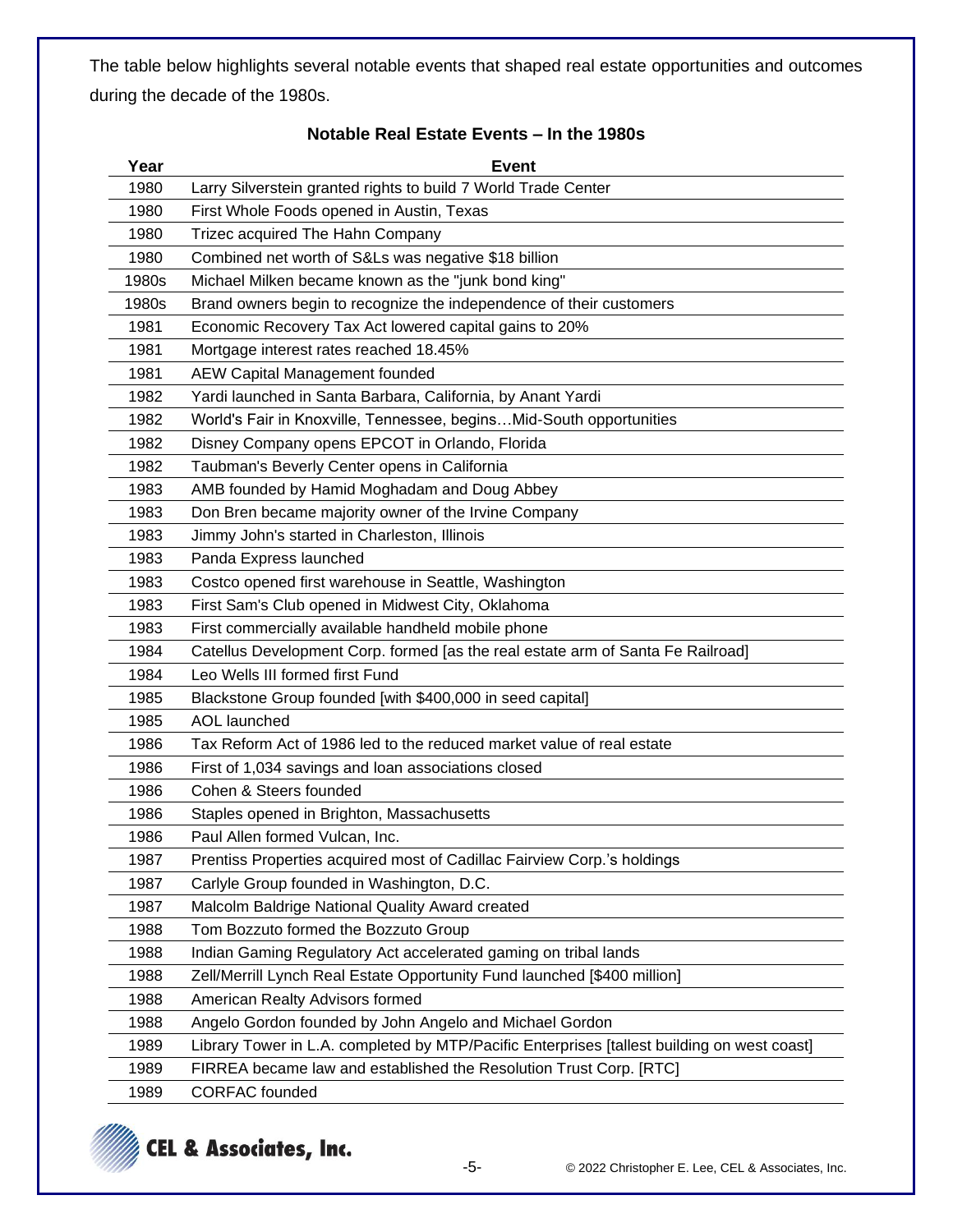The table below highlights several notable events that shaped real estate opportunities and outcomes during the decade of the 1980s.

**Notable Real Estate Events – In the 1980s**

| Year | Event |
|---|---|
| 1980 | Larry Silverstein granted rights to build 7 World Trade Center |
| 1980 | First Whole Foods opened in Austin, Texas |
| 1980 | Trizec acquired The Hahn Company |
| 1980 | Combined net worth of S&Ls was negative $18 billion |
| 1980s | Michael Milken became known as the "junk bond king" |
| 1980s | Brand owners begin to recognize the independence of their customers |
| 1981 | Economic Recovery Tax Act lowered capital gains to 20% |
| 1981 | Mortgage interest rates reached 18.45% |
| 1981 | AEW Capital Management founded |
| 1982 | Yardi launched in Santa Barbara, California, by Anant Yardi |
| 1982 | World's Fair in Knoxville, Tennessee, begins…Mid-South opportunities |
| 1982 | Disney Company opens EPCOT in Orlando, Florida |
| 1982 | Taubman's Beverly Center opens in California |
| 1983 | AMB founded by Hamid Moghadam and Doug Abbey |
| 1983 | Don Bren became majority owner of the Irvine Company |
| 1983 | Jimmy John's started in Charleston, Illinois |
| 1983 | Panda Express launched |
| 1983 | Costco opened first warehouse in Seattle, Washington |
| 1983 | First Sam's Club opened in Midwest City, Oklahoma |
| 1983 | First commercially available handheld mobile phone |
| 1984 | Catellus Development Corp. formed [as the real estate arm of Santa Fe Railroad] |
| 1984 | Leo Wells III formed first Fund |
| 1985 | Blackstone Group founded [with $400,000 in seed capital] |
| 1985 | AOL launched |
| 1986 | Tax Reform Act of 1986 led to the reduced market value of real estate |
| 1986 | First of 1,034 savings and loan associations closed |
| 1986 | Cohen & Steers founded |
| 1986 | Staples opened in Brighton, Massachusetts |
| 1986 | Paul Allen formed Vulcan, Inc. |
| 1987 | Prentiss Properties acquired most of Cadillac Fairview Corp.'s holdings |
| 1987 | Carlyle Group founded in Washington, D.C. |
| 1987 | Malcolm Baldrige National Quality Award created |
| 1988 | Tom Bozzuto formed the Bozzuto Group |
| 1988 | Indian Gaming Regulatory Act accelerated gaming on tribal lands |
| 1988 | Zell/Merrill Lynch Real Estate Opportunity Fund launched [$400 million] |
| 1988 | American Realty Advisors formed |
| 1988 | Angelo Gordon founded by John Angelo and Michael Gordon |
| 1989 | Library Tower in L.A. completed by MTP/Pacific Enterprises [tallest building on west coast] |
| 1989 | FIRREA became law and established the Resolution Trust Corp. [RTC] |
| 1989 | CORFAC founded |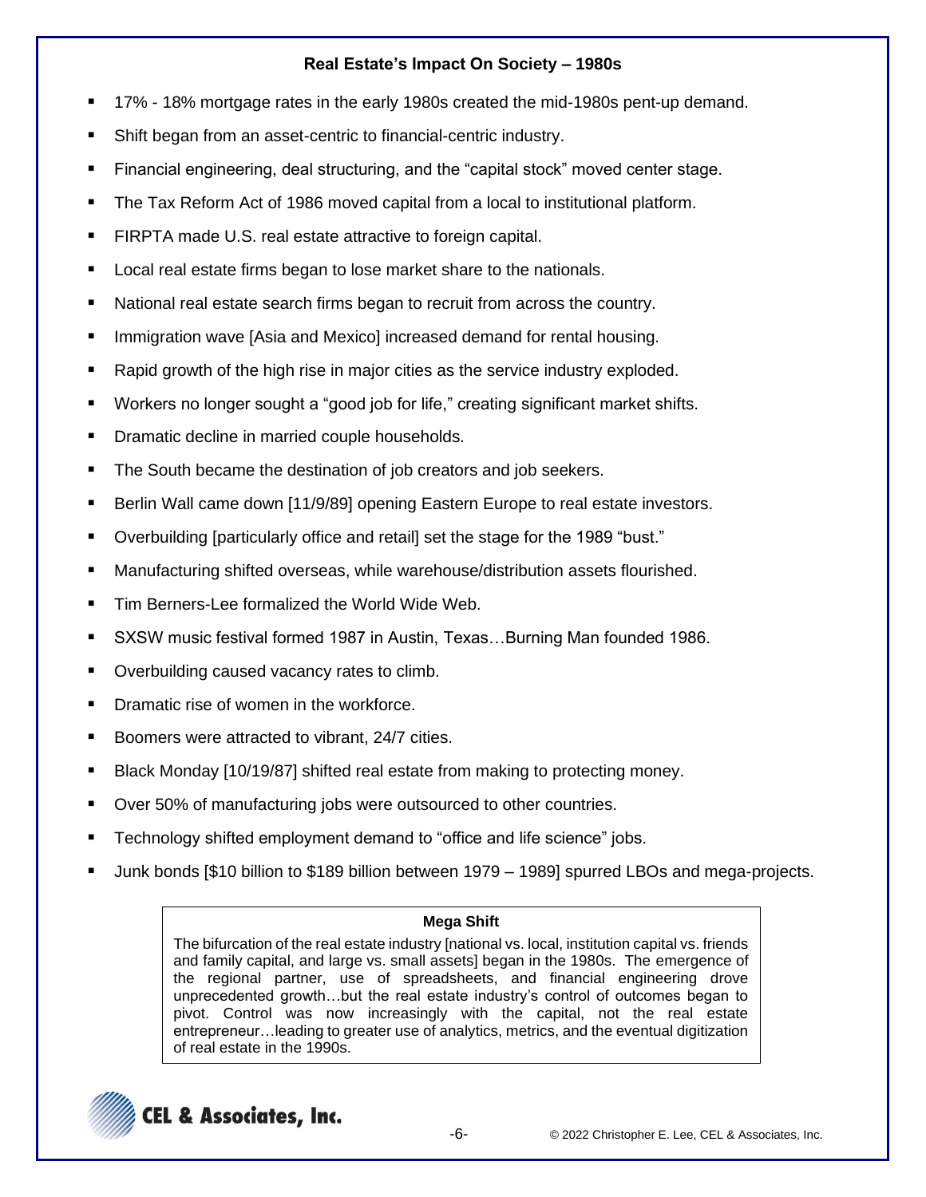## Real Estate's Impact On Society – 1980s

- 17% - 18% mortgage rates in the early 1980s created the mid-1980s pent-up demand.
- Shift began from an asset-centric to financial-centric industry.
- Financial engineering, deal structuring, and the "capital stock" moved center stage.
- The Tax Reform Act of 1986 moved capital from a local to institutional platform.
- FIRPTA made U.S. real estate attractive to foreign capital.
- Local real estate firms began to lose market share to the nationals.
- National real estate search firms began to recruit from across the country.
- Immigration wave [Asia and Mexico] increased demand for rental housing.
- Rapid growth of the high rise in major cities as the service industry exploded.
- Workers no longer sought a "good job for life," creating significant market shifts.
- Dramatic decline in married couple households.
- The South became the destination of job creators and job seekers.
- Berlin Wall came down [11/9/89] opening Eastern Europe to real estate investors.
- Overbuilding [particularly office and retail] set the stage for the 1989 "bust."
- Manufacturing shifted overseas, while warehouse/distribution assets flourished.
- Tim Berners-Lee formalized the World Wide Web.
- SXSW music festival formed 1987 in Austin, Texas…Burning Man founded 1986.
- Overbuilding caused vacancy rates to climb.
- Dramatic rise of women in the workforce.
- Boomers were attracted to vibrant, 24/7 cities.
- Black Monday [10/19/87] shifted real estate from making to protecting money.
- Over 50% of manufacturing jobs were outsourced to other countries.
- Technology shifted employment demand to "office and life science" jobs.
- Junk bonds [$10 billion to $189 billion between 1979 – 1989] spurred LBOs and mega-projects.

**Mega Shift**

The bifurcation of the real estate industry [national vs. local, institution capital vs. friends and family capital, and large vs. small assets] began in the 1980s. The emergence of the regional partner, use of spreadsheets, and financial engineering drove unprecedented growth…but the real estate industry's control of outcomes began to pivot. Control was now increasingly with the capital, not the real estate entrepreneur…leading to greater use of analytics, metrics, and the eventual digitization of real estate in the 1990s.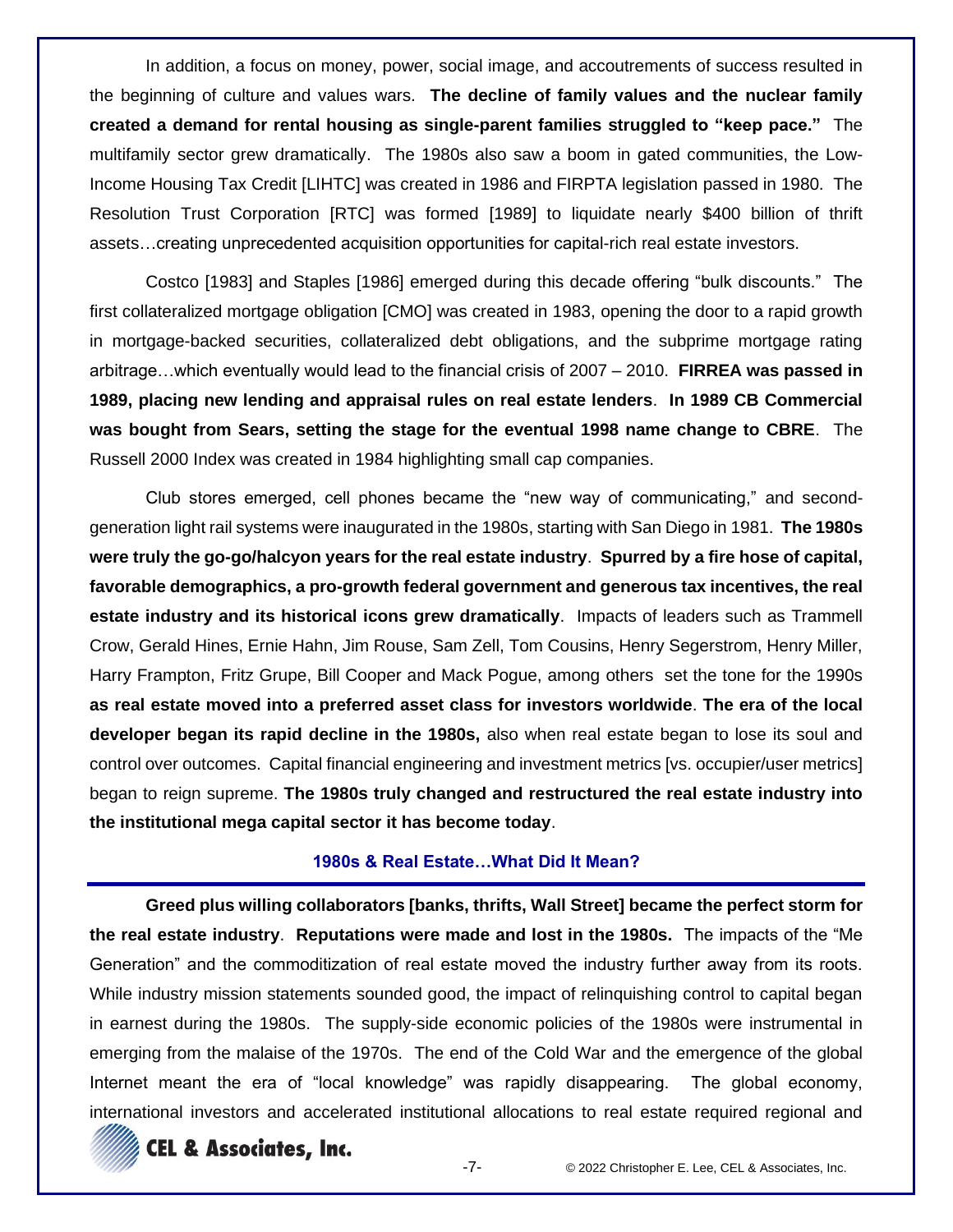In addition, a focus on money, power, social image, and accoutrements of success resulted in the beginning of culture and values wars. **The decline of family values and the nuclear family created a demand for rental housing as single-parent families struggled to "keep pace."** The multifamily sector grew dramatically. The 1980s also saw a boom in gated communities, the Low-Income Housing Tax Credit [LIHTC] was created in 1986 and FIRPTA legislation passed in 1980. The Resolution Trust Corporation [RTC] was formed [1989] to liquidate nearly $400 billion of thrift assets…creating unprecedented acquisition opportunities for capital-rich real estate investors.

Costco [1983] and Staples [1986] emerged during this decade offering "bulk discounts." The first collateralized mortgage obligation [CMO] was created in 1983, opening the door to a rapid growth in mortgage-backed securities, collateralized debt obligations, and the subprime mortgage rating arbitrage…which eventually would lead to the financial crisis of 2007 – 2010. **FIRREA was passed in 1989, placing new lending and appraisal rules on real estate lenders**. **In 1989 CB Commercial was bought from Sears, setting the stage for the eventual 1998 name change to CBRE**. The Russell 2000 Index was created in 1984 highlighting small cap companies.

Club stores emerged, cell phones became the "new way of communicating," and second-generation light rail systems were inaugurated in the 1980s, starting with San Diego in 1981. **The 1980s were truly the go-go/halcyon years for the real estate industry**. **Spurred by a fire hose of capital, favorable demographics, a pro-growth federal government and generous tax incentives, the real estate industry and its historical icons grew dramatically**. Impacts of leaders such as Trammell Crow, Gerald Hines, Ernie Hahn, Jim Rouse, Sam Zell, Tom Cousins, Henry Segerstrom, Henry Miller, Harry Frampton, Fritz Grupe, Bill Cooper and Mack Pogue, among others set the tone for the 1990s **as real estate moved into a preferred asset class for investors worldwide**. **The era of the local developer began its rapid decline in the 1980s,** also when real estate began to lose its soul and control over outcomes. Capital financial engineering and investment metrics [vs. occupier/user metrics] began to reign supreme. **The 1980s truly changed and restructured the real estate industry into the institutional mega capital sector it has become today**.

### 1980s & Real Estate…What Did It Mean?

**Greed plus willing collaborators [banks, thrifts, Wall Street] became the perfect storm for the real estate industry**. **Reputations were made and lost in the 1980s.** The impacts of the "Me Generation" and the commoditization of real estate moved the industry further away from its roots. While industry mission statements sounded good, the impact of relinquishing control to capital began in earnest during the 1980s. The supply-side economic policies of the 1980s were instrumental in emerging from the malaise of the 1970s. The end of the Cold War and the emergence of the global Internet meant the era of "local knowledge" was rapidly disappearing. The global economy, international investors and accelerated institutional allocations to real estate required regional and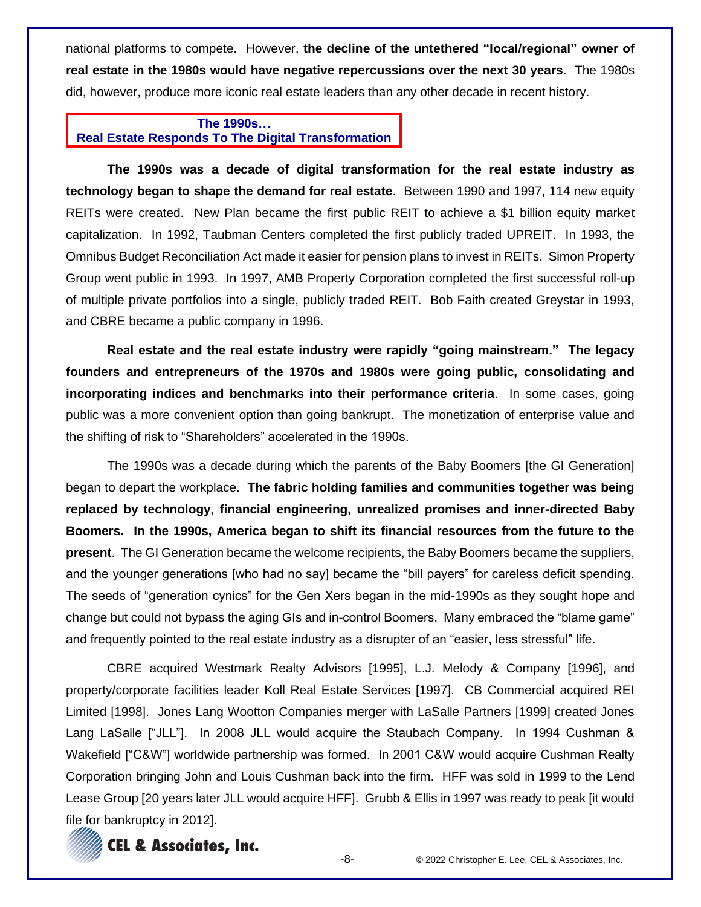national platforms to compete. However, **the decline of the untethered "local/regional" owner of real estate in the 1980s would have negative repercussions over the next 30 years**. The 1980s did, however, produce more iconic real estate leaders than any other decade in recent history.

## The 1990s… Real Estate Responds To The Digital Transformation

**The 1990s was a decade of digital transformation for the real estate industry as technology began to shape the demand for real estate**. Between 1990 and 1997, 114 new equity REITs were created. New Plan became the first public REIT to achieve a $1 billion equity market capitalization. In 1992, Taubman Centers completed the first publicly traded UPREIT. In 1993, the Omnibus Budget Reconciliation Act made it easier for pension plans to invest in REITs. Simon Property Group went public in 1993. In 1997, AMB Property Corporation completed the first successful roll-up of multiple private portfolios into a single, publicly traded REIT. Bob Faith created Greystar in 1993, and CBRE became a public company in 1996.

**Real estate and the real estate industry were rapidly "going mainstream." The legacy founders and entrepreneurs of the 1970s and 1980s were going public, consolidating and incorporating indices and benchmarks into their performance criteria**. In some cases, going public was a more convenient option than going bankrupt. The monetization of enterprise value and the shifting of risk to "Shareholders" accelerated in the 1990s.

The 1990s was a decade during which the parents of the Baby Boomers [the GI Generation] began to depart the workplace. **The fabric holding families and communities together was being replaced by technology, financial engineering, unrealized promises and inner-directed Baby Boomers. In the 1990s, America began to shift its financial resources from the future to the present**. The GI Generation became the welcome recipients, the Baby Boomers became the suppliers, and the younger generations [who had no say] became the "bill payers" for careless deficit spending. The seeds of "generation cynics" for the Gen Xers began in the mid-1990s as they sought hope and change but could not bypass the aging GIs and in-control Boomers. Many embraced the "blame game" and frequently pointed to the real estate industry as a disrupter of an "easier, less stressful" life.

CBRE acquired Westmark Realty Advisors [1995], L.J. Melody & Company [1996], and property/corporate facilities leader Koll Real Estate Services [1997]. CB Commercial acquired REI Limited [1998]. Jones Lang Wootton Companies merger with LaSalle Partners [1999] created Jones Lang LaSalle ["JLL"]. In 2008 JLL would acquire the Staubach Company. In 1994 Cushman & Wakefield ["C&W"] worldwide partnership was formed. In 2001 C&W would acquire Cushman Realty Corporation bringing John and Louis Cushman back into the firm. HFF was sold in 1999 to the Lend Lease Group [20 years later JLL would acquire HFF]. Grubb & Ellis in 1997 was ready to peak [it would file for bankruptcy in 2012].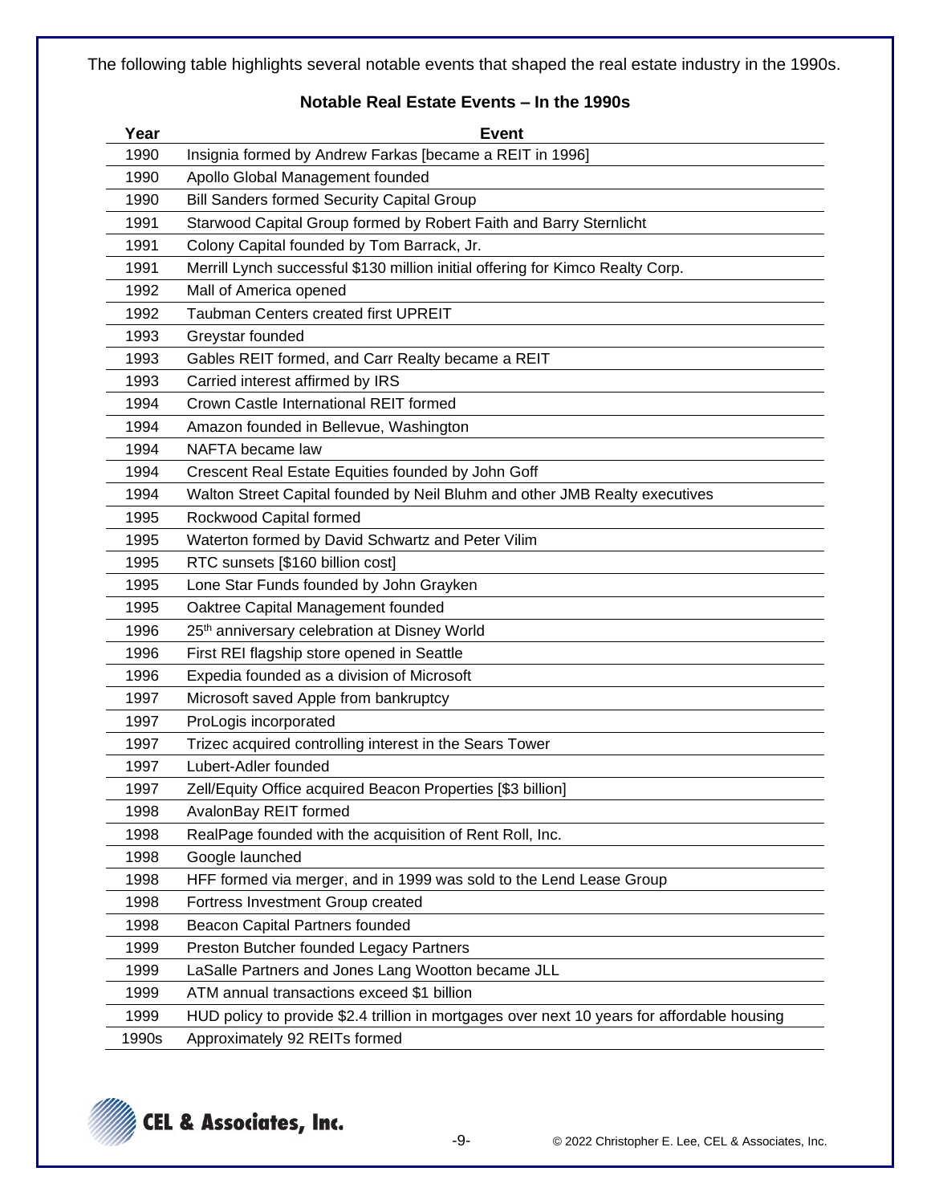The following table highlights several notable events that shaped the real estate industry in the 1990s.

**Notable Real Estate Events – In the 1990s**

| Year | Event |
|---|---|
| 1990 | Insignia formed by Andrew Farkas [became a REIT in 1996] |
| 1990 | Apollo Global Management founded |
| 1990 | Bill Sanders formed Security Capital Group |
| 1991 | Starwood Capital Group formed by Robert Faith and Barry Sternlicht |
| 1991 | Colony Capital founded by Tom Barrack, Jr. |
| 1991 | Merrill Lynch successful $130 million initial offering for Kimco Realty Corp. |
| 1992 | Mall of America opened |
| 1992 | Taubman Centers created first UPREIT |
| 1993 | Greystar founded |
| 1993 | Gables REIT formed, and Carr Realty became a REIT |
| 1993 | Carried interest affirmed by IRS |
| 1994 | Crown Castle International REIT formed |
| 1994 | Amazon founded in Bellevue, Washington |
| 1994 | NAFTA became law |
| 1994 | Crescent Real Estate Equities founded by John Goff |
| 1994 | Walton Street Capital founded by Neil Bluhm and other JMB Realty executives |
| 1995 | Rockwood Capital formed |
| 1995 | Waterton formed by David Schwartz and Peter Vilim |
| 1995 | RTC sunsets [$160 billion cost] |
| 1995 | Lone Star Funds founded by John Grayken |
| 1995 | Oaktree Capital Management founded |
| 1996 | 25th anniversary celebration at Disney World |
| 1996 | First REI flagship store opened in Seattle |
| 1996 | Expedia founded as a division of Microsoft |
| 1997 | Microsoft saved Apple from bankruptcy |
| 1997 | ProLogis incorporated |
| 1997 | Trizec acquired controlling interest in the Sears Tower |
| 1997 | Lubert-Adler founded |
| 1997 | Zell/Equity Office acquired Beacon Properties [$3 billion] |
| 1998 | AvalonBay REIT formed |
| 1998 | RealPage founded with the acquisition of Rent Roll, Inc. |
| 1998 | Google launched |
| 1998 | HFF formed via merger, and in 1999 was sold to the Lend Lease Group |
| 1998 | Fortress Investment Group created |
| 1998 | Beacon Capital Partners founded |
| 1999 | Preston Butcher founded Legacy Partners |
| 1999 | LaSalle Partners and Jones Lang Wootton became JLL |
| 1999 | ATM annual transactions exceed $1 billion |
| 1999 | HUD policy to provide $2.4 trillion in mortgages over next 10 years for affordable housing |
| 1990s | Approximately 92 REITs formed |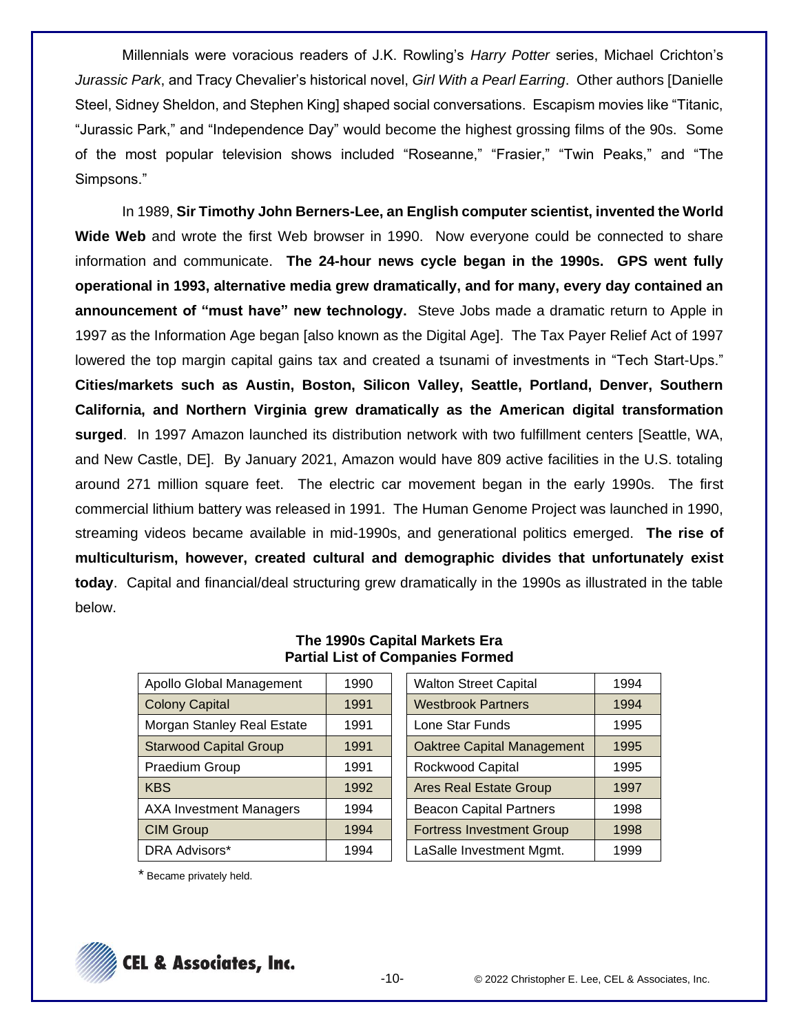Millennials were voracious readers of J.K. Rowling's *Harry Potter* series, Michael Crichton's *Jurassic Park*, and Tracy Chevalier's historical novel, *Girl With a Pearl Earring*. Other authors [Danielle Steel, Sidney Sheldon, and Stephen King] shaped social conversations. Escapism movies like "Titanic, "Jurassic Park," and "Independence Day" would become the highest grossing films of the 90s. Some of the most popular television shows included "Roseanne," "Frasier," "Twin Peaks," and "The Simpsons."

In 1989, **Sir Timothy John Berners-Lee, an English computer scientist, invented the World Wide Web** and wrote the first Web browser in 1990. Now everyone could be connected to share information and communicate. **The 24-hour news cycle began in the 1990s. GPS went fully operational in 1993, alternative media grew dramatically, and for many, every day contained an announcement of "must have" new technology.** Steve Jobs made a dramatic return to Apple in 1997 as the Information Age began [also known as the Digital Age]. The Tax Payer Relief Act of 1997 lowered the top margin capital gains tax and created a tsunami of investments in "Tech Start-Ups." **Cities/markets such as Austin, Boston, Silicon Valley, Seattle, Portland, Denver, Southern California, and Northern Virginia grew dramatically as the American digital transformation surged**. In 1997 Amazon launched its distribution network with two fulfillment centers [Seattle, WA, and New Castle, DE]. By January 2021, Amazon would have 809 active facilities in the U.S. totaling around 271 million square feet. The electric car movement began in the early 1990s. The first commercial lithium battery was released in 1991. The Human Genome Project was launched in 1990, streaming videos became available in mid-1990s, and generational politics emerged. **The rise of multiculturism, however, created cultural and demographic divides that unfortunately exist today**. Capital and financial/deal structuring grew dramatically in the 1990s as illustrated in the table below.

**The 1990s Capital Markets Era**
**Partial List of Companies Formed**

| Company | Year | Company | Year |
|---|---|---|---|
| Apollo Global Management | 1990 | Walton Street Capital | 1994 |
| Colony Capital | 1991 | Westbrook Partners | 1994 |
| Morgan Stanley Real Estate | 1991 | Lone Star Funds | 1995 |
| Starwood Capital Group | 1991 | Oaktree Capital Management | 1995 |
| Praedium Group | 1991 | Rockwood Capital | 1995 |
| KBS | 1992 | Ares Real Estate Group | 1997 |
| AXA Investment Managers | 1994 | Beacon Capital Partners | 1998 |
| CIM Group | 1994 | Fortress Investment Group | 1998 |
| DRA Advisors* | 1994 | LaSalle Investment Mgmt. | 1999 |

* Became privately held.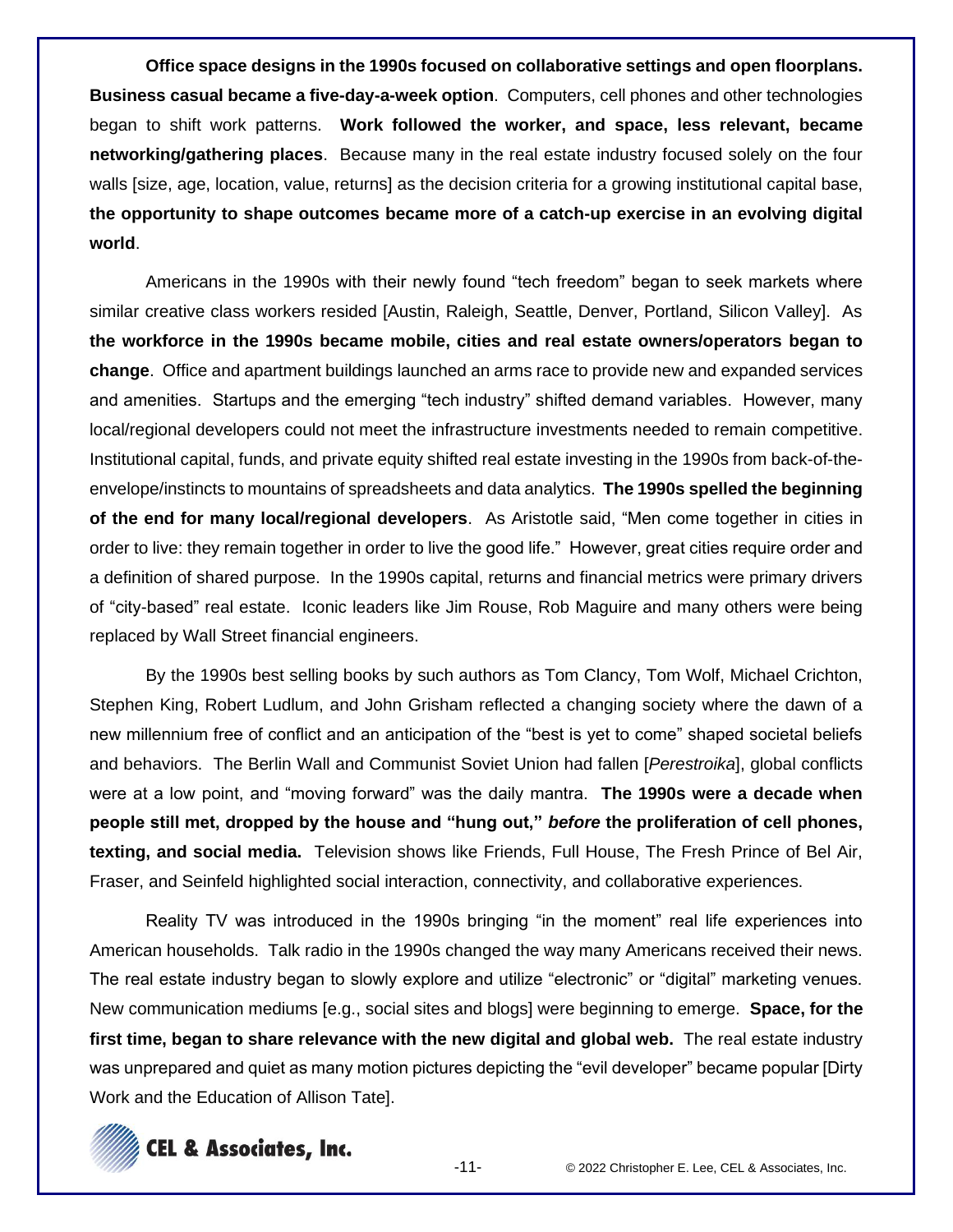**Office space designs in the 1990s focused on collaborative settings and open floorplans. Business casual became a five-day-a-week option**. Computers, cell phones and other technologies began to shift work patterns. **Work followed the worker, and space, less relevant, became networking/gathering places**. Because many in the real estate industry focused solely on the four walls [size, age, location, value, returns] as the decision criteria for a growing institutional capital base, **the opportunity to shape outcomes became more of a catch-up exercise in an evolving digital world**.

Americans in the 1990s with their newly found "tech freedom" began to seek markets where similar creative class workers resided [Austin, Raleigh, Seattle, Denver, Portland, Silicon Valley]. As **the workforce in the 1990s became mobile, cities and real estate owners/operators began to change**. Office and apartment buildings launched an arms race to provide new and expanded services and amenities. Startups and the emerging "tech industry" shifted demand variables. However, many local/regional developers could not meet the infrastructure investments needed to remain competitive. Institutional capital, funds, and private equity shifted real estate investing in the 1990s from back-of-the-envelope/instincts to mountains of spreadsheets and data analytics. **The 1990s spelled the beginning of the end for many local/regional developers**. As Aristotle said, "Men come together in cities in order to live: they remain together in order to live the good life." However, great cities require order and a definition of shared purpose. In the 1990s capital, returns and financial metrics were primary drivers of "city-based" real estate. Iconic leaders like Jim Rouse, Rob Maguire and many others were being replaced by Wall Street financial engineers.

By the 1990s best selling books by such authors as Tom Clancy, Tom Wolf, Michael Crichton, Stephen King, Robert Ludlum, and John Grisham reflected a changing society where the dawn of a new millennium free of conflict and an anticipation of the "best is yet to come" shaped societal beliefs and behaviors. The Berlin Wall and Communist Soviet Union had fallen [*Perestroika*], global conflicts were at a low point, and "moving forward" was the daily mantra. **The 1990s were a decade when people still met, dropped by the house and "hung out,"** ***before*** **the proliferation of cell phones, texting, and social media.** Television shows like Friends, Full House, The Fresh Prince of Bel Air, Fraser, and Seinfeld highlighted social interaction, connectivity, and collaborative experiences.

Reality TV was introduced in the 1990s bringing "in the moment" real life experiences into American households. Talk radio in the 1990s changed the way many Americans received their news. The real estate industry began to slowly explore and utilize "electronic" or "digital" marketing venues. New communication mediums [e.g., social sites and blogs] were beginning to emerge. **Space, for the first time, began to share relevance with the new digital and global web.** The real estate industry was unprepared and quiet as many motion pictures depicting the "evil developer" became popular [Dirty Work and the Education of Allison Tate].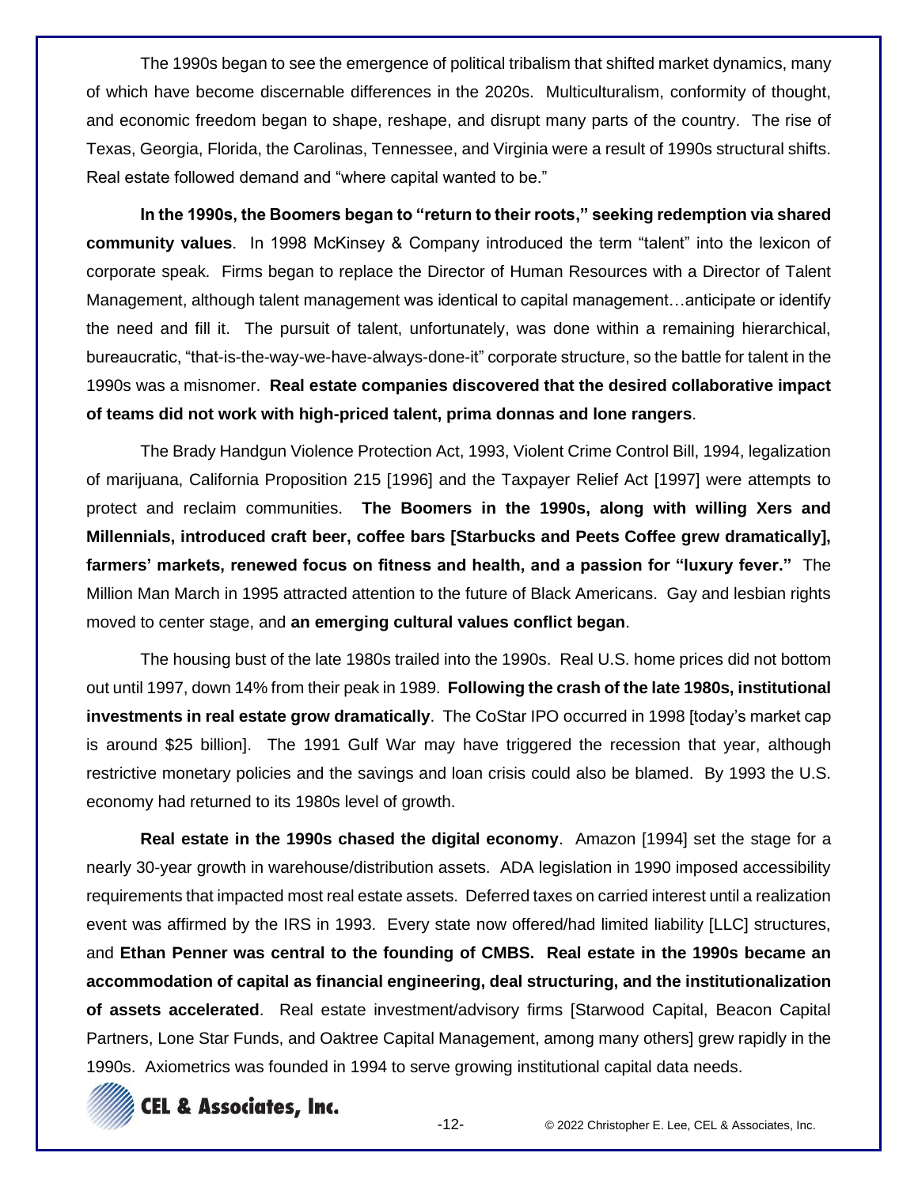The 1990s began to see the emergence of political tribalism that shifted market dynamics, many of which have become discernable differences in the 2020s. Multiculturalism, conformity of thought, and economic freedom began to shape, reshape, and disrupt many parts of the country. The rise of Texas, Georgia, Florida, the Carolinas, Tennessee, and Virginia were a result of 1990s structural shifts. Real estate followed demand and "where capital wanted to be."

**In the 1990s, the Boomers began to "return to their roots," seeking redemption via shared community values**. In 1998 McKinsey & Company introduced the term "talent" into the lexicon of corporate speak. Firms began to replace the Director of Human Resources with a Director of Talent Management, although talent management was identical to capital management…anticipate or identify the need and fill it. The pursuit of talent, unfortunately, was done within a remaining hierarchical, bureaucratic, "that-is-the-way-we-have-always-done-it" corporate structure, so the battle for talent in the 1990s was a misnomer. **Real estate companies discovered that the desired collaborative impact of teams did not work with high-priced talent, prima donnas and lone rangers**.

The Brady Handgun Violence Protection Act, 1993, Violent Crime Control Bill, 1994, legalization of marijuana, California Proposition 215 [1996] and the Taxpayer Relief Act [1997] were attempts to protect and reclaim communities. **The Boomers in the 1990s, along with willing Xers and Millennials, introduced craft beer, coffee bars [Starbucks and Peets Coffee grew dramatically], farmers' markets, renewed focus on fitness and health, and a passion for "luxury fever."** The Million Man March in 1995 attracted attention to the future of Black Americans. Gay and lesbian rights moved to center stage, and **an emerging cultural values conflict began**.

The housing bust of the late 1980s trailed into the 1990s. Real U.S. home prices did not bottom out until 1997, down 14% from their peak in 1989. **Following the crash of the late 1980s, institutional investments in real estate grow dramatically**. The CoStar IPO occurred in 1998 [today's market cap is around $25 billion]. The 1991 Gulf War may have triggered the recession that year, although restrictive monetary policies and the savings and loan crisis could also be blamed. By 1993 the U.S. economy had returned to its 1980s level of growth.

**Real estate in the 1990s chased the digital economy**. Amazon [1994] set the stage for a nearly 30-year growth in warehouse/distribution assets. ADA legislation in 1990 imposed accessibility requirements that impacted most real estate assets. Deferred taxes on carried interest until a realization event was affirmed by the IRS in 1993. Every state now offered/had limited liability [LLC] structures, and **Ethan Penner was central to the founding of CMBS. Real estate in the 1990s became an accommodation of capital as financial engineering, deal structuring, and the institutionalization of assets accelerated**. Real estate investment/advisory firms [Starwood Capital, Beacon Capital Partners, Lone Star Funds, and Oaktree Capital Management, among many others] grew rapidly in the 1990s. Axiometrics was founded in 1994 to serve growing institutional capital data needs.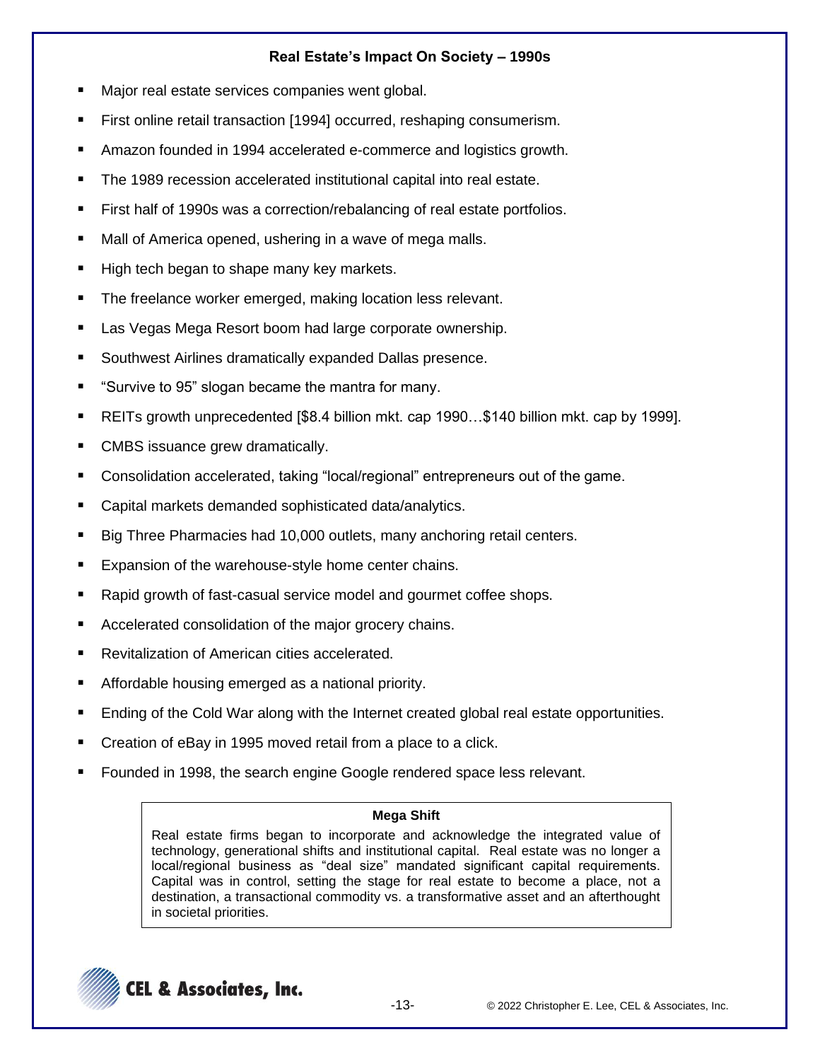## Real Estate's Impact On Society – 1990s

- Major real estate services companies went global.
- First online retail transaction [1994] occurred, reshaping consumerism.
- Amazon founded in 1994 accelerated e-commerce and logistics growth.
- The 1989 recession accelerated institutional capital into real estate.
- First half of 1990s was a correction/rebalancing of real estate portfolios.
- Mall of America opened, ushering in a wave of mega malls.
- High tech began to shape many key markets.
- The freelance worker emerged, making location less relevant.
- Las Vegas Mega Resort boom had large corporate ownership.
- Southwest Airlines dramatically expanded Dallas presence.
- "Survive to 95" slogan became the mantra for many.
- REITs growth unprecedented [$8.4 billion mkt. cap 1990…$140 billion mkt. cap by 1999].
- CMBS issuance grew dramatically.
- Consolidation accelerated, taking "local/regional" entrepreneurs out of the game.
- Capital markets demanded sophisticated data/analytics.
- Big Three Pharmacies had 10,000 outlets, many anchoring retail centers.
- Expansion of the warehouse-style home center chains.
- Rapid growth of fast-casual service model and gourmet coffee shops.
- Accelerated consolidation of the major grocery chains.
- Revitalization of American cities accelerated.
- Affordable housing emerged as a national priority.
- Ending of the Cold War along with the Internet created global real estate opportunities.
- Creation of eBay in 1995 moved retail from a place to a click.
- Founded in 1998, the search engine Google rendered space less relevant.

**Mega Shift**

Real estate firms began to incorporate and acknowledge the integrated value of technology, generational shifts and institutional capital. Real estate was no longer a local/regional business as "deal size" mandated significant capital requirements. Capital was in control, setting the stage for real estate to become a place, not a destination, a transactional commodity vs. a transformative asset and an afterthought in societal priorities.

CEL & Associates, Inc.

© 2022 Christopher E. Lee, CEL & Associates, Inc.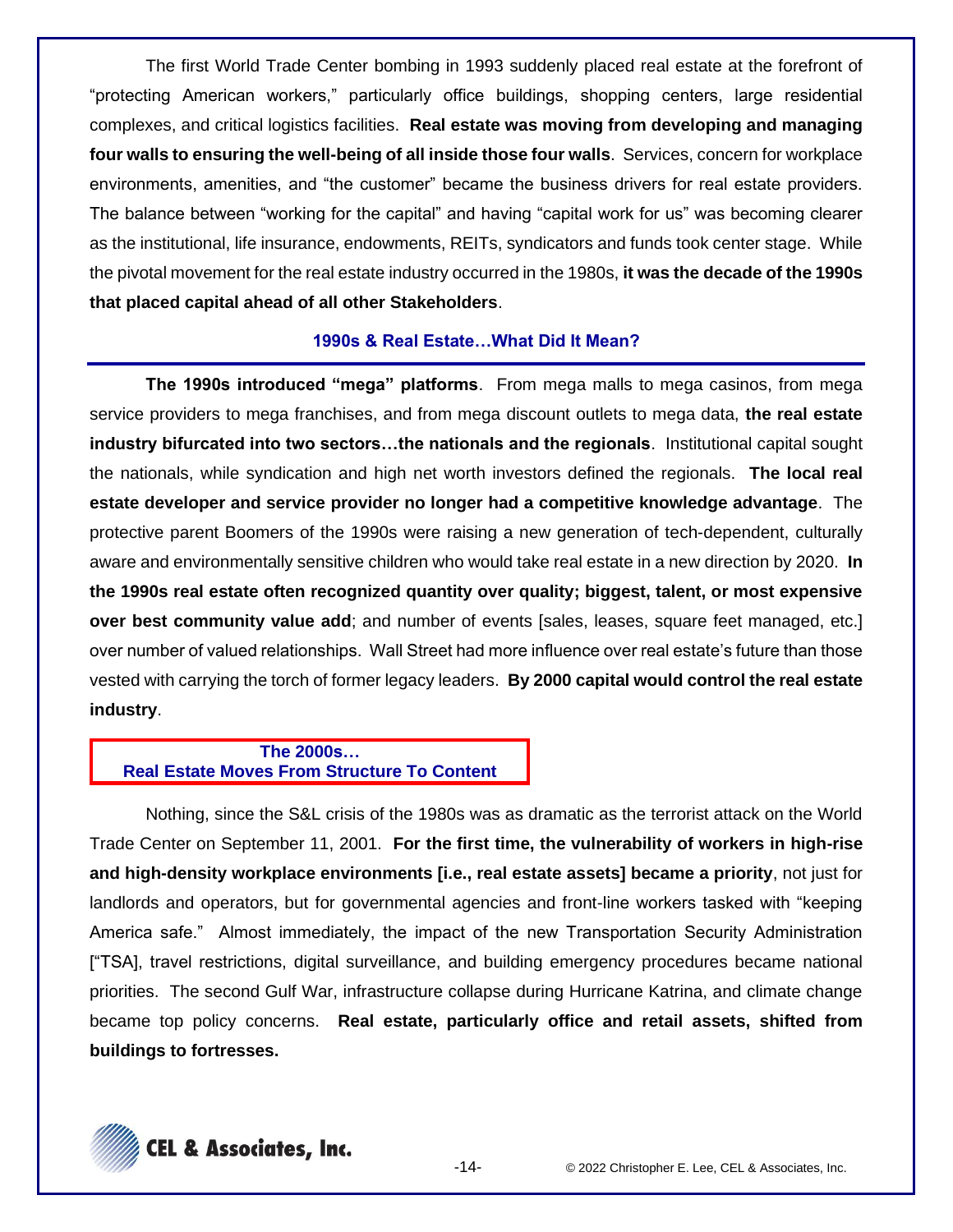The first World Trade Center bombing in 1993 suddenly placed real estate at the forefront of "protecting American workers," particularly office buildings, shopping centers, large residential complexes, and critical logistics facilities. **Real estate was moving from developing and managing four walls to ensuring the well-being of all inside those four walls**. Services, concern for workplace environments, amenities, and "the customer" became the business drivers for real estate providers. The balance between "working for the capital" and having "capital work for us" was becoming clearer as the institutional, life insurance, endowments, REITs, syndicators and funds took center stage. While the pivotal movement for the real estate industry occurred in the 1980s, **it was the decade of the 1990s that placed capital ahead of all other Stakeholders**.

## 1990s & Real Estate…What Did It Mean?

**The 1990s introduced "mega" platforms**. From mega malls to mega casinos, from mega service providers to mega franchises, and from mega discount outlets to mega data, **the real estate industry bifurcated into two sectors…the nationals and the regionals**. Institutional capital sought the nationals, while syndication and high net worth investors defined the regionals. **The local real estate developer and service provider no longer had a competitive knowledge advantage**. The protective parent Boomers of the 1990s were raising a new generation of tech-dependent, culturally aware and environmentally sensitive children who would take real estate in a new direction by 2020. **In the 1990s real estate often recognized quantity over quality; biggest, talent, or most expensive over best community value add**; and number of events [sales, leases, square feet managed, etc.] over number of valued relationships. Wall Street had more influence over real estate's future than those vested with carrying the torch of former legacy leaders. **By 2000 capital would control the real estate industry**.

## The 2000s… Real Estate Moves From Structure To Content

Nothing, since the S&L crisis of the 1980s was as dramatic as the terrorist attack on the World Trade Center on September 11, 2001. **For the first time, the vulnerability of workers in high-rise and high-density workplace environments [i.e., real estate assets] became a priority**, not just for landlords and operators, but for governmental agencies and front-line workers tasked with "keeping America safe." Almost immediately, the impact of the new Transportation Security Administration ["TSA], travel restrictions, digital surveillance, and building emergency procedures became national priorities. The second Gulf War, infrastructure collapse during Hurricane Katrina, and climate change became top policy concerns. **Real estate, particularly office and retail assets, shifted from buildings to fortresses.**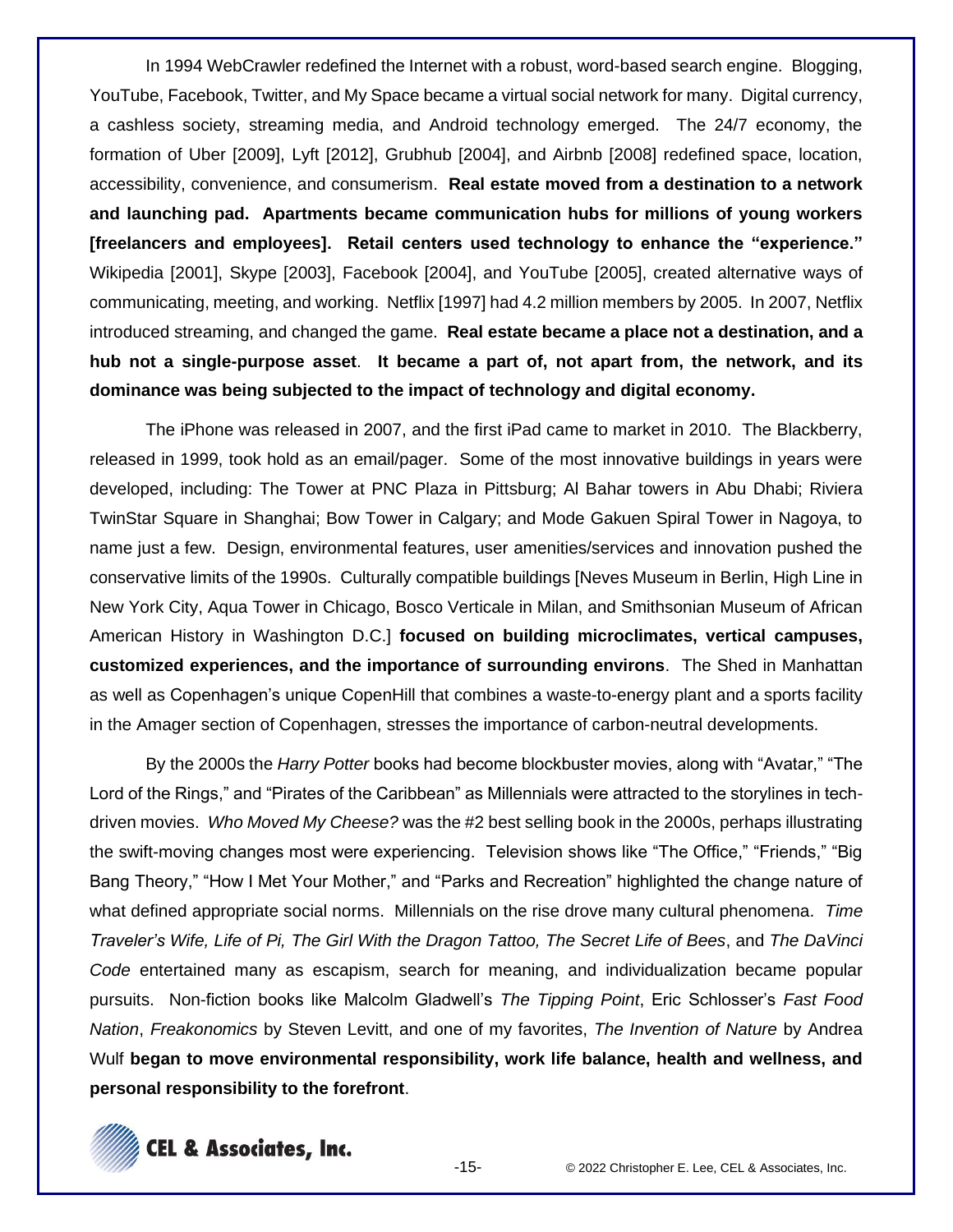In 1994 WebCrawler redefined the Internet with a robust, word-based search engine. Blogging, YouTube, Facebook, Twitter, and My Space became a virtual social network for many. Digital currency, a cashless society, streaming media, and Android technology emerged. The 24/7 economy, the formation of Uber [2009], Lyft [2012], Grubhub [2004], and Airbnb [2008] redefined space, location, accessibility, convenience, and consumerism. **Real estate moved from a destination to a network and launching pad. Apartments became communication hubs for millions of young workers [freelancers and employees]. Retail centers used technology to enhance the "experience."** Wikipedia [2001], Skype [2003], Facebook [2004], and YouTube [2005], created alternative ways of communicating, meeting, and working. Netflix [1997] had 4.2 million members by 2005. In 2007, Netflix introduced streaming, and changed the game. **Real estate became a place not a destination, and a hub not a single-purpose asset**. **It became a part of, not apart from, the network, and its dominance was being subjected to the impact of technology and digital economy.**

The iPhone was released in 2007, and the first iPad came to market in 2010. The Blackberry, released in 1999, took hold as an email/pager. Some of the most innovative buildings in years were developed, including: The Tower at PNC Plaza in Pittsburg; Al Bahar towers in Abu Dhabi; Riviera TwinStar Square in Shanghai; Bow Tower in Calgary; and Mode Gakuen Spiral Tower in Nagoya, to name just a few. Design, environmental features, user amenities/services and innovation pushed the conservative limits of the 1990s. Culturally compatible buildings [Neves Museum in Berlin, High Line in New York City, Aqua Tower in Chicago, Bosco Verticale in Milan, and Smithsonian Museum of African American History in Washington D.C.] **focused on building microclimates, vertical campuses, customized experiences, and the importance of surrounding environs**. The Shed in Manhattan as well as Copenhagen's unique CopenHill that combines a waste-to-energy plant and a sports facility in the Amager section of Copenhagen, stresses the importance of carbon-neutral developments.

By the 2000s the *Harry Potter* books had become blockbuster movies, along with "Avatar," "The Lord of the Rings," and "Pirates of the Caribbean" as Millennials were attracted to the storylines in tech-driven movies. *Who Moved My Cheese?* was the #2 best selling book in the 2000s, perhaps illustrating the swift-moving changes most were experiencing. Television shows like "The Office," "Friends," "Big Bang Theory," "How I Met Your Mother," and "Parks and Recreation" highlighted the change nature of what defined appropriate social norms. Millennials on the rise drove many cultural phenomena. *Time Traveler's Wife, Life of Pi, The Girl With the Dragon Tattoo, The Secret Life of Bees*, and *The DaVinci Code* entertained many as escapism, search for meaning, and individualization became popular pursuits. Non-fiction books like Malcolm Gladwell's *The Tipping Point*, Eric Schlosser's *Fast Food Nation*, *Freakonomics* by Steven Levitt, and one of my favorites, *The Invention of Nature* by Andrea Wulf **began to move environmental responsibility, work life balance, health and wellness, and personal responsibility to the forefront**.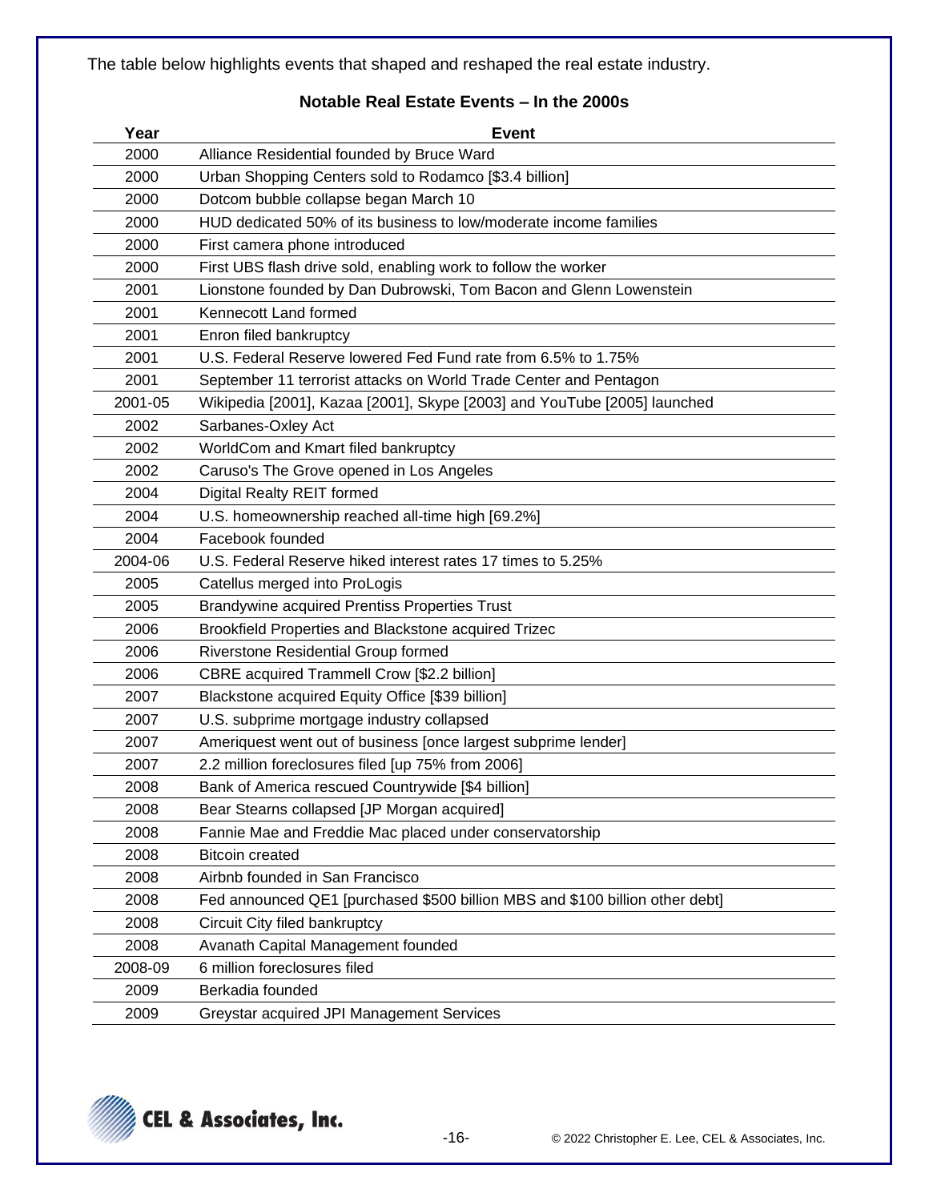The table below highlights events that shaped and reshaped the real estate industry.

**Notable Real Estate Events – In the 2000s**

| Year | Event |
|---|---|
| 2000 | Alliance Residential founded by Bruce Ward |
| 2000 | Urban Shopping Centers sold to Rodamco [$3.4 billion] |
| 2000 | Dotcom bubble collapse began March 10 |
| 2000 | HUD dedicated 50% of its business to low/moderate income families |
| 2000 | First camera phone introduced |
| 2000 | First UBS flash drive sold, enabling work to follow the worker |
| 2001 | Lionstone founded by Dan Dubrowski, Tom Bacon and Glenn Lowenstein |
| 2001 | Kennecott Land formed |
| 2001 | Enron filed bankruptcy |
| 2001 | U.S. Federal Reserve lowered Fed Fund rate from 6.5% to 1.75% |
| 2001 | September 11 terrorist attacks on World Trade Center and Pentagon |
| 2001-05 | Wikipedia [2001], Kazaa [2001], Skype [2003] and YouTube [2005] launched |
| 2002 | Sarbanes-Oxley Act |
| 2002 | WorldCom and Kmart filed bankruptcy |
| 2002 | Caruso's The Grove opened in Los Angeles |
| 2004 | Digital Realty REIT formed |
| 2004 | U.S. homeownership reached all-time high [69.2%] |
| 2004 | Facebook founded |
| 2004-06 | U.S. Federal Reserve hiked interest rates 17 times to 5.25% |
| 2005 | Catellus merged into ProLogis |
| 2005 | Brandywine acquired Prentiss Properties Trust |
| 2006 | Brookfield Properties and Blackstone acquired Trizec |
| 2006 | Riverstone Residential Group formed |
| 2006 | CBRE acquired Trammell Crow [$2.2 billion] |
| 2007 | Blackstone acquired Equity Office [$39 billion] |
| 2007 | U.S. subprime mortgage industry collapsed |
| 2007 | Ameriquest went out of business [once largest subprime lender] |
| 2007 | 2.2 million foreclosures filed [up 75% from 2006] |
| 2008 | Bank of America rescued Countrywide [$4 billion] |
| 2008 | Bear Stearns collapsed [JP Morgan acquired] |
| 2008 | Fannie Mae and Freddie Mac placed under conservatorship |
| 2008 | Bitcoin created |
| 2008 | Airbnb founded in San Francisco |
| 2008 | Fed announced QE1 [purchased $500 billion MBS and $100 billion other debt] |
| 2008 | Circuit City filed bankruptcy |
| 2008 | Avanath Capital Management founded |
| 2008-09 | 6 million foreclosures filed |
| 2009 | Berkadia founded |
| 2009 | Greystar acquired JPI Management Services |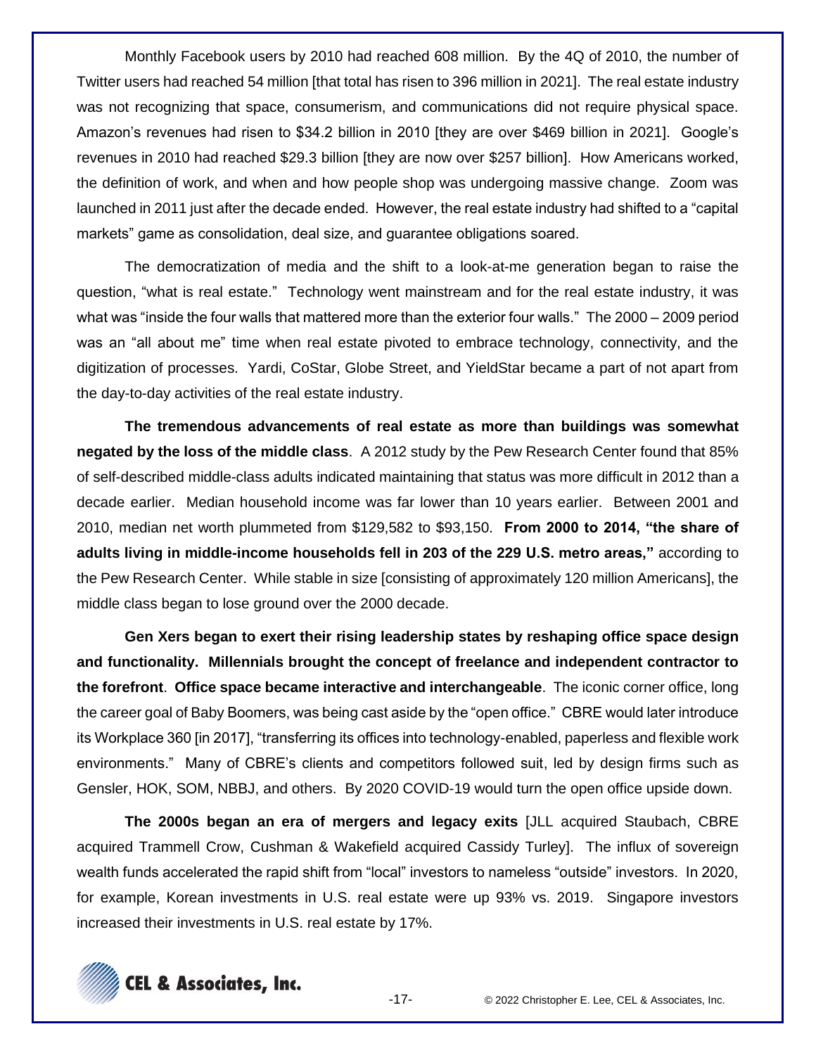Monthly Facebook users by 2010 had reached 608 million. By the 4Q of 2010, the number of Twitter users had reached 54 million [that total has risen to 396 million in 2021]. The real estate industry was not recognizing that space, consumerism, and communications did not require physical space. Amazon's revenues had risen to $34.2 billion in 2010 [they are over $469 billion in 2021]. Google's revenues in 2010 had reached $29.3 billion [they are now over $257 billion]. How Americans worked, the definition of work, and when and how people shop was undergoing massive change. Zoom was launched in 2011 just after the decade ended. However, the real estate industry had shifted to a "capital markets" game as consolidation, deal size, and guarantee obligations soared.

The democratization of media and the shift to a look-at-me generation began to raise the question, "what is real estate." Technology went mainstream and for the real estate industry, it was what was "inside the four walls that mattered more than the exterior four walls." The 2000 – 2009 period was an "all about me" time when real estate pivoted to embrace technology, connectivity, and the digitization of processes. Yardi, CoStar, Globe Street, and YieldStar became a part of not apart from the day-to-day activities of the real estate industry.

**The tremendous advancements of real estate as more than buildings was somewhat negated by the loss of the middle class**. A 2012 study by the Pew Research Center found that 85% of self-described middle-class adults indicated maintaining that status was more difficult in 2012 than a decade earlier. Median household income was far lower than 10 years earlier. Between 2001 and 2010, median net worth plummeted from $129,582 to $93,150. **From 2000 to 2014, "the share of adults living in middle-income households fell in 203 of the 229 U.S. metro areas,"** according to the Pew Research Center. While stable in size [consisting of approximately 120 million Americans], the middle class began to lose ground over the 2000 decade.

**Gen Xers began to exert their rising leadership states by reshaping office space design and functionality. Millennials brought the concept of freelance and independent contractor to the forefront**. **Office space became interactive and interchangeable**. The iconic corner office, long the career goal of Baby Boomers, was being cast aside by the "open office." CBRE would later introduce its Workplace 360 [in 2017], "transferring its offices into technology-enabled, paperless and flexible work environments." Many of CBRE's clients and competitors followed suit, led by design firms such as Gensler, HOK, SOM, NBBJ, and others. By 2020 COVID-19 would turn the open office upside down.

**The 2000s began an era of mergers and legacy exits** [JLL acquired Staubach, CBRE acquired Trammell Crow, Cushman & Wakefield acquired Cassidy Turley]. The influx of sovereign wealth funds accelerated the rapid shift from "local" investors to nameless "outside" investors. In 2020, for example, Korean investments in U.S. real estate were up 93% vs. 2019. Singapore investors increased their investments in U.S. real estate by 17%.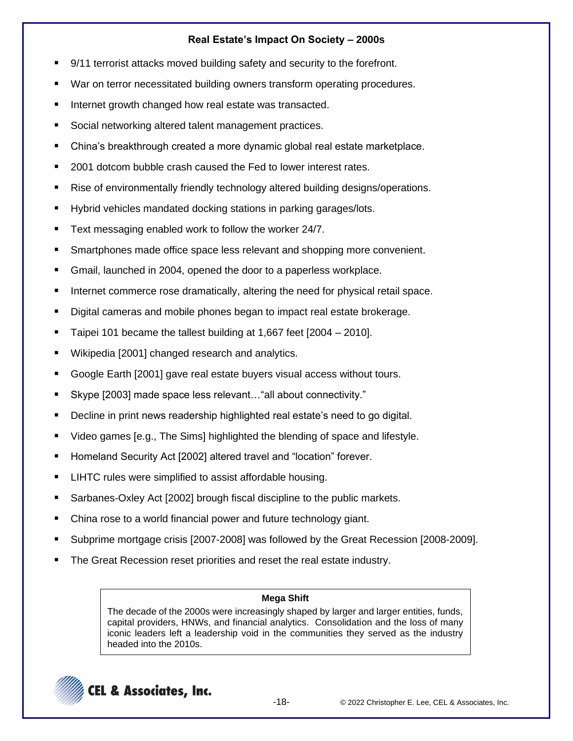## Real Estate's Impact On Society – 2000s

- 9/11 terrorist attacks moved building safety and security to the forefront.
- War on terror necessitated building owners transform operating procedures.
- Internet growth changed how real estate was transacted.
- Social networking altered talent management practices.
- China's breakthrough created a more dynamic global real estate marketplace.
- 2001 dotcom bubble crash caused the Fed to lower interest rates.
- Rise of environmentally friendly technology altered building designs/operations.
- Hybrid vehicles mandated docking stations in parking garages/lots.
- Text messaging enabled work to follow the worker 24/7.
- Smartphones made office space less relevant and shopping more convenient.
- Gmail, launched in 2004, opened the door to a paperless workplace.
- Internet commerce rose dramatically, altering the need for physical retail space.
- Digital cameras and mobile phones began to impact real estate brokerage.
- Taipei 101 became the tallest building at 1,667 feet [2004 – 2010].
- Wikipedia [2001] changed research and analytics.
- Google Earth [2001] gave real estate buyers visual access without tours.
- Skype [2003] made space less relevant…"all about connectivity."
- Decline in print news readership highlighted real estate's need to go digital.
- Video games [e.g., The Sims] highlighted the blending of space and lifestyle.
- Homeland Security Act [2002] altered travel and "location" forever.
- LIHTC rules were simplified to assist affordable housing.
- Sarbanes-Oxley Act [2002] brough fiscal discipline to the public markets.
- China rose to a world financial power and future technology giant.
- Subprime mortgage crisis [2007-2008] was followed by the Great Recession [2008-2009].
- The Great Recession reset priorities and reset the real estate industry.

**Mega Shift**

The decade of the 2000s were increasingly shaped by larger and larger entities, funds, capital providers, HNWs, and financial analytics. Consolidation and the loss of many iconic leaders left a leadership void in the communities they served as the industry headed into the 2010s.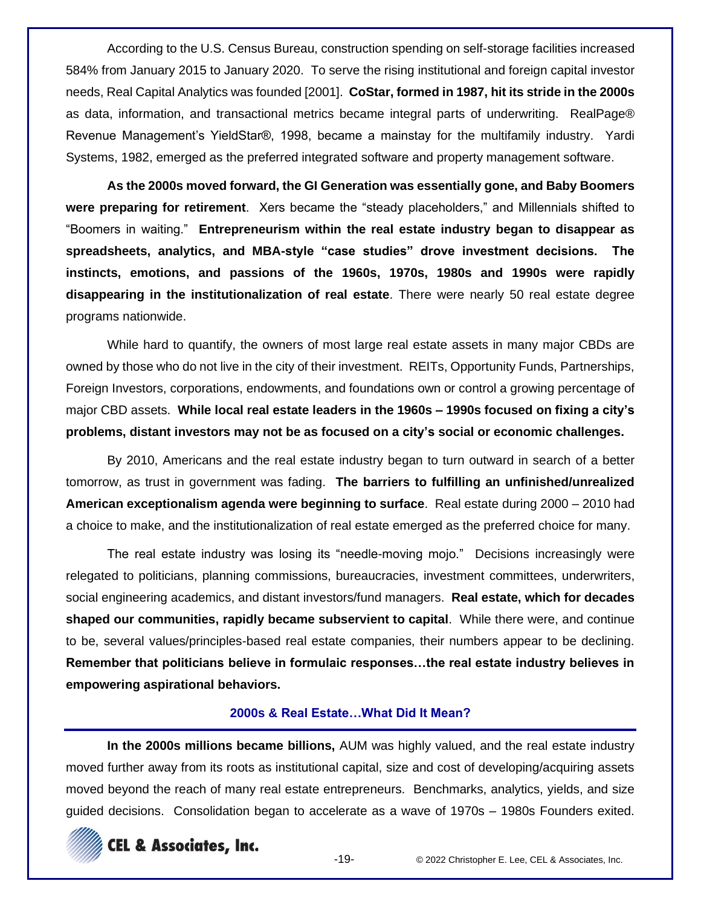According to the U.S. Census Bureau, construction spending on self-storage facilities increased 584% from January 2015 to January 2020. To serve the rising institutional and foreign capital investor needs, Real Capital Analytics was founded [2001]. **CoStar, formed in 1987, hit its stride in the 2000s** as data, information, and transactional metrics became integral parts of underwriting. RealPage® Revenue Management's YieldStar®, 1998, became a mainstay for the multifamily industry. Yardi Systems, 1982, emerged as the preferred integrated software and property management software.

**As the 2000s moved forward, the GI Generation was essentially gone, and Baby Boomers were preparing for retirement**. Xers became the "steady placeholders," and Millennials shifted to "Boomers in waiting." **Entrepreneurism within the real estate industry began to disappear as spreadsheets, analytics, and MBA-style "case studies" drove investment decisions. The instincts, emotions, and passions of the 1960s, 1970s, 1980s and 1990s were rapidly disappearing in the institutionalization of real estate**. There were nearly 50 real estate degree programs nationwide.

While hard to quantify, the owners of most large real estate assets in many major CBDs are owned by those who do not live in the city of their investment. REITs, Opportunity Funds, Partnerships, Foreign Investors, corporations, endowments, and foundations own or control a growing percentage of major CBD assets. **While local real estate leaders in the 1960s – 1990s focused on fixing a city's problems, distant investors may not be as focused on a city's social or economic challenges.**

By 2010, Americans and the real estate industry began to turn outward in search of a better tomorrow, as trust in government was fading. **The barriers to fulfilling an unfinished/unrealized American exceptionalism agenda were beginning to surface**. Real estate during 2000 – 2010 had a choice to make, and the institutionalization of real estate emerged as the preferred choice for many.

The real estate industry was losing its "needle-moving mojo." Decisions increasingly were relegated to politicians, planning commissions, bureaucracies, investment committees, underwriters, social engineering academics, and distant investors/fund managers. **Real estate, which for decades shaped our communities, rapidly became subservient to capital**. While there were, and continue to be, several values/principles-based real estate companies, their numbers appear to be declining. **Remember that politicians believe in formulaic responses…the real estate industry believes in empowering aspirational behaviors.**

## 2000s & Real Estate…What Did It Mean?

**In the 2000s millions became billions,** AUM was highly valued, and the real estate industry moved further away from its roots as institutional capital, size and cost of developing/acquiring assets moved beyond the reach of many real estate entrepreneurs. Benchmarks, analytics, yields, and size guided decisions. Consolidation began to accelerate as a wave of 1970s – 1980s Founders exited.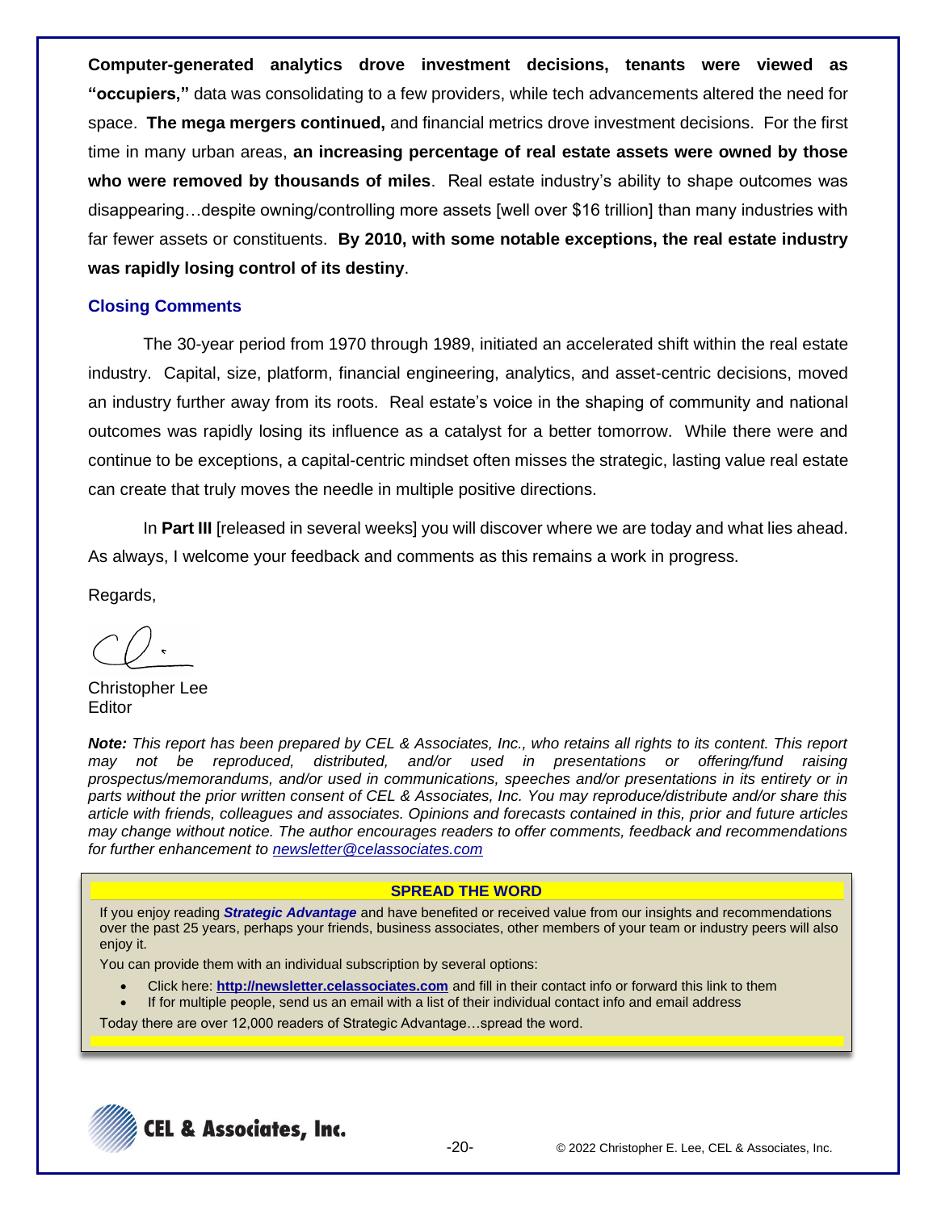**Computer-generated analytics drove investment decisions, tenants were viewed as "occupiers,"** data was consolidating to a few providers, while tech advancements altered the need for space. **The mega mergers continued,** and financial metrics drove investment decisions. For the first time in many urban areas, **an increasing percentage of real estate assets were owned by those who were removed by thousands of miles**. Real estate industry's ability to shape outcomes was disappearing…despite owning/controlling more assets [well over $16 trillion] than many industries with far fewer assets or constituents. **By 2010, with some notable exceptions, the real estate industry was rapidly losing control of its destiny**.

## Closing Comments

The 30-year period from 1970 through 1989, initiated an accelerated shift within the real estate industry. Capital, size, platform, financial engineering, analytics, and asset-centric decisions, moved an industry further away from its roots. Real estate's voice in the shaping of community and national outcomes was rapidly losing its influence as a catalyst for a better tomorrow. While there were and continue to be exceptions, a capital-centric mindset often misses the strategic, lasting value real estate can create that truly moves the needle in multiple positive directions.

In **Part III** [released in several weeks] you will discover where we are today and what lies ahead. As always, I welcome your feedback and comments as this remains a work in progress.

Regards,

Christopher Lee
Editor

***Note:*** *This report has been prepared by CEL & Associates, Inc., who retains all rights to its content. This report may not be reproduced, distributed, and/or used in presentations or offering/fund raising prospectus/memorandums, and/or used in communications, speeches and/or presentations in its entirety or in parts without the prior written consent of CEL & Associates, Inc. You may reproduce/distribute and/or share this article with friends, colleagues and associates. Opinions and forecasts contained in this, prior and future articles may change without notice. The author encourages readers to offer comments, feedback and recommendations for further enhancement to newsletter@celassociates.com*

**SPREAD THE WORD**

If you enjoy reading ***Strategic Advantage*** and have benefited or received value from our insights and recommendations over the past 25 years, perhaps your friends, business associates, other members of your team or industry peers will also enjoy it.

You can provide them with an individual subscription by several options:

- Click here: **http://newsletter.celassociates.com** and fill in their contact info or forward this link to them
- If for multiple people, send us an email with a list of their individual contact info and email address

Today there are over 12,000 readers of Strategic Advantage…spread the word.

CEL & Associates, Inc.

© 2022 Christopher E. Lee, CEL & Associates, Inc.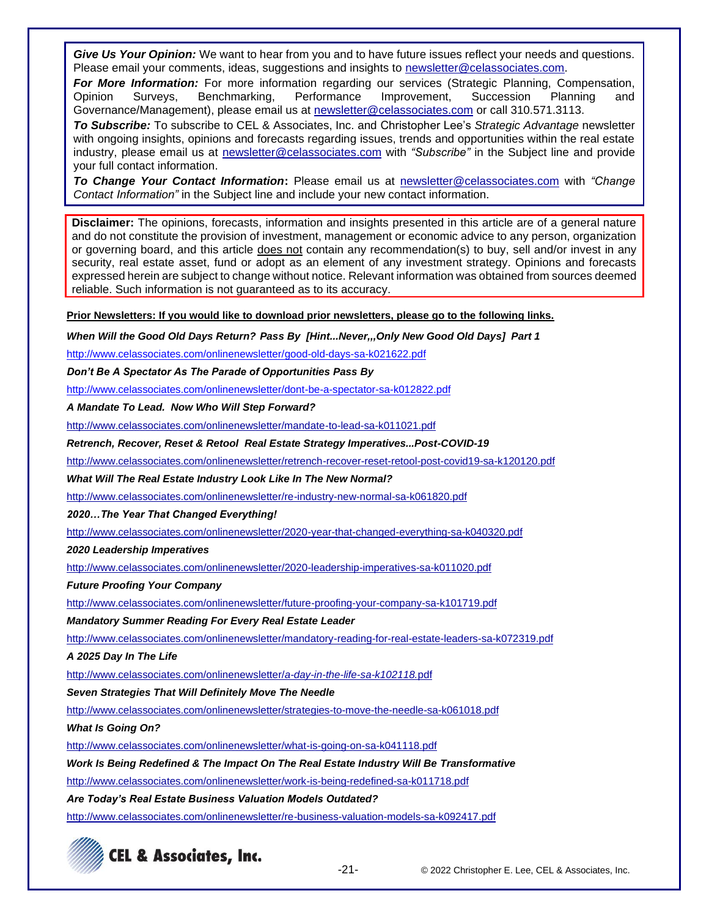***Give Us Your Opinion:*** We want to hear from you and to have future issues reflect your needs and questions. Please email your comments, ideas, suggestions and insights to newsletter@celassociates.com.

***For More Information:*** For more information regarding our services (Strategic Planning, Compensation, Opinion Surveys, Benchmarking, Performance Improvement, Succession Planning and Governance/Management), please email us at newsletter@celassociates.com or call 310.571.3113.

***To Subscribe:*** To subscribe to CEL & Associates, Inc. and Christopher Lee's *Strategic Advantage* newsletter with ongoing insights, opinions and forecasts regarding issues, trends and opportunities within the real estate industry, please email us at newsletter@celassociates.com with *"Subscribe"* in the Subject line and provide your full contact information.

***To Change Your Contact Information*:** Please email us at newsletter@celassociates.com with *"Change Contact Information"* in the Subject line and include your new contact information.

**Disclaimer:** The opinions, forecasts, information and insights presented in this article are of a general nature and do not constitute the provision of investment, management or economic advice to any person, organization or governing board, and this article does not contain any recommendation(s) to buy, sell and/or invest in any security, real estate asset, fund or adopt as an element of any investment strategy. Opinions and forecasts expressed herein are subject to change without notice. Relevant information was obtained from sources deemed reliable. Such information is not guaranteed as to its accuracy.

**Prior Newsletters: If you would like to download prior newsletters, please go to the following links.**

***When Will the Good Old Days Return? Pass By [Hint...Never,,,Only New Good Old Days] Part 1***

http://www.celassociates.com/onlinenewsletter/good-old-days-sa-k021622.pdf

***Don't Be A Spectator As The Parade of Opportunities Pass By***

http://www.celassociates.com/onlinenewsletter/dont-be-a-spectator-sa-k012822.pdf

***A Mandate To Lead. Now Who Will Step Forward?***

http://www.celassociates.com/onlinenewsletter/mandate-to-lead-sa-k011021.pdf

***Retrench, Recover, Reset & Retool Real Estate Strategy Imperatives...Post-COVID-19***

http://www.celassociates.com/onlinenewsletter/retrench-recover-reset-retool-post-covid19-sa-k120120.pdf

***What Will The Real Estate Industry Look Like In The New Normal?***

http://www.celassociates.com/onlinenewsletter/re-industry-new-normal-sa-k061820.pdf

***2020…The Year That Changed Everything!***

http://www.celassociates.com/onlinenewsletter/2020-year-that-changed-everything-sa-k040320.pdf

***2020 Leadership Imperatives***

http://www.celassociates.com/onlinenewsletter/2020-leadership-imperatives-sa-k011020.pdf

***Future Proofing Your Company***

http://www.celassociates.com/onlinenewsletter/future-proofing-your-company-sa-k101719.pdf

***Mandatory Summer Reading For Every Real Estate Leader***

http://www.celassociates.com/onlinenewsletter/mandatory-reading-for-real-estate-leaders-sa-k072319.pdf

***A 2025 Day In The Life***

http://www.celassociates.com/onlinenewsletter/a-day-in-the-life-sa-k102118.pdf

***Seven Strategies That Will Definitely Move The Needle***

http://www.celassociates.com/onlinenewsletter/strategies-to-move-the-needle-sa-k061018.pdf

***What Is Going On?***

http://www.celassociates.com/onlinenewsletter/what-is-going-on-sa-k041118.pdf

***Work Is Being Redefined & The Impact On The Real Estate Industry Will Be Transformative***

http://www.celassociates.com/onlinenewsletter/work-is-being-redefined-sa-k011718.pdf

***Are Today's Real Estate Business Valuation Models Outdated?***

http://www.celassociates.com/onlinenewsletter/re-business-valuation-models-sa-k092417.pdf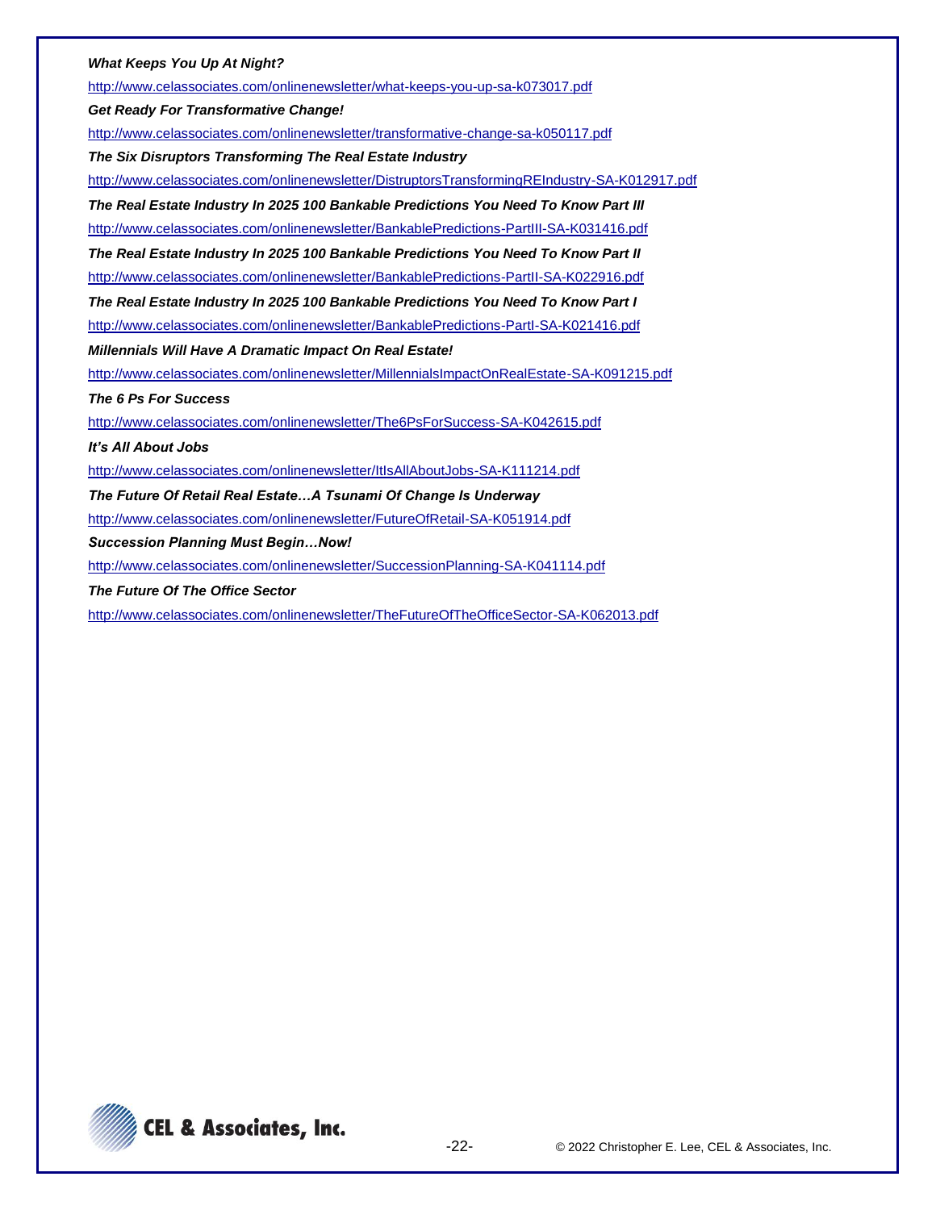***What Keeps You Up At Night?***

http://www.celassociates.com/onlinenewsletter/what-keeps-you-up-sa-k073017.pdf

***Get Ready For Transformative Change!***

http://www.celassociates.com/onlinenewsletter/transformative-change-sa-k050117.pdf

***The Six Disruptors Transforming The Real Estate Industry***

http://www.celassociates.com/onlinenewsletter/DistruptorsTransformingREIndustry-SA-K012917.pdf

***The Real Estate Industry In 2025 100 Bankable Predictions You Need To Know Part III***

http://www.celassociates.com/onlinenewsletter/BankablePredictions-PartIII-SA-K031416.pdf

***The Real Estate Industry In 2025 100 Bankable Predictions You Need To Know Part II***

http://www.celassociates.com/onlinenewsletter/BankablePredictions-PartII-SA-K022916.pdf

***The Real Estate Industry In 2025 100 Bankable Predictions You Need To Know Part I***

http://www.celassociates.com/onlinenewsletter/BankablePredictions-PartI-SA-K021416.pdf

***Millennials Will Have A Dramatic Impact On Real Estate!***

http://www.celassociates.com/onlinenewsletter/MillennialsImpactOnRealEstate-SA-K091215.pdf

***The 6 Ps For Success***

http://www.celassociates.com/onlinenewsletter/The6PsForSuccess-SA-K042615.pdf

***It's All About Jobs***

http://www.celassociates.com/onlinenewsletter/ItIsAllAboutJobs-SA-K111214.pdf

***The Future Of Retail Real Estate…A Tsunami Of Change Is Underway***

http://www.celassociates.com/onlinenewsletter/FutureOfRetail-SA-K051914.pdf

***Succession Planning Must Begin…Now!***

http://www.celassociates.com/onlinenewsletter/SuccessionPlanning-SA-K041114.pdf

***The Future Of The Office Sector***

http://www.celassociates.com/onlinenewsletter/TheFutureOfTheOfficeSector-SA-K062013.pdf

CEL & Associates, Inc.

© 2022 Christopher E. Lee, CEL & Associates, Inc.